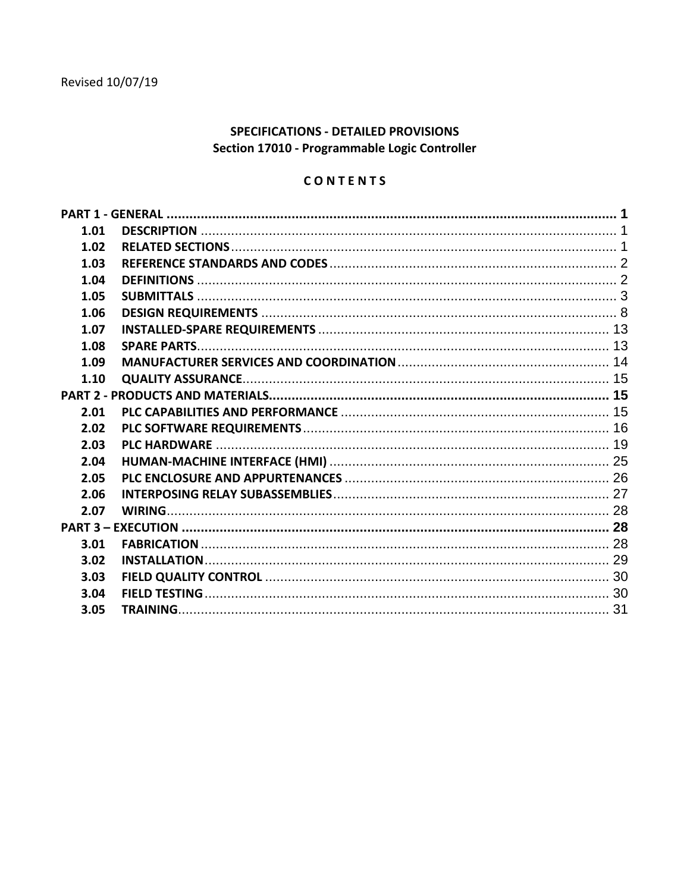Revised 10/07/19

**SPECIFICATIONS - DETAILED PROVISIONS**
**Section 17010 - Programmable Logic Controller**

**C O N T E N T S**

| | | |
|---|---|---|
| **PART 1 - GENERAL** | | **1** |
| **1.01** | **DESCRIPTION** | 1 |
| **1.02** | **RELATED SECTIONS** | 1 |
| **1.03** | **REFERENCE STANDARDS AND CODES** | 2 |
| **1.04** | **DEFINITIONS** | 2 |
| **1.05** | **SUBMITTALS** | 3 |
| **1.06** | **DESIGN REQUIREMENTS** | 8 |
| **1.07** | **INSTALLED-SPARE REQUIREMENTS** | 13 |
| **1.08** | **SPARE PARTS** | 13 |
| **1.09** | **MANUFACTURER SERVICES AND COORDINATION** | 14 |
| **1.10** | **QUALITY ASSURANCE** | 15 |
| **PART 2 - PRODUCTS AND MATERIALS** | | **15** |
| **2.01** | **PLC CAPABILITIES AND PERFORMANCE** | 15 |
| **2.02** | **PLC SOFTWARE REQUIREMENTS** | 16 |
| **2.03** | **PLC HARDWARE** | 19 |
| **2.04** | **HUMAN-MACHINE INTERFACE (HMI)** | 25 |
| **2.05** | **PLC ENCLOSURE AND APPURTENANCES** | 26 |
| **2.06** | **INTERPOSING RELAY SUBASSEMBLIES** | 27 |
| **2.07** | **WIRING** | 28 |
| **PART 3 – EXECUTION** | | **28** |
| **3.01** | **FABRICATION** | 28 |
| **3.02** | **INSTALLATION** | 29 |
| **3.03** | **FIELD QUALITY CONTROL** | 30 |
| **3.04** | **FIELD TESTING** | 30 |
| **3.05** | **TRAINING** | 31 |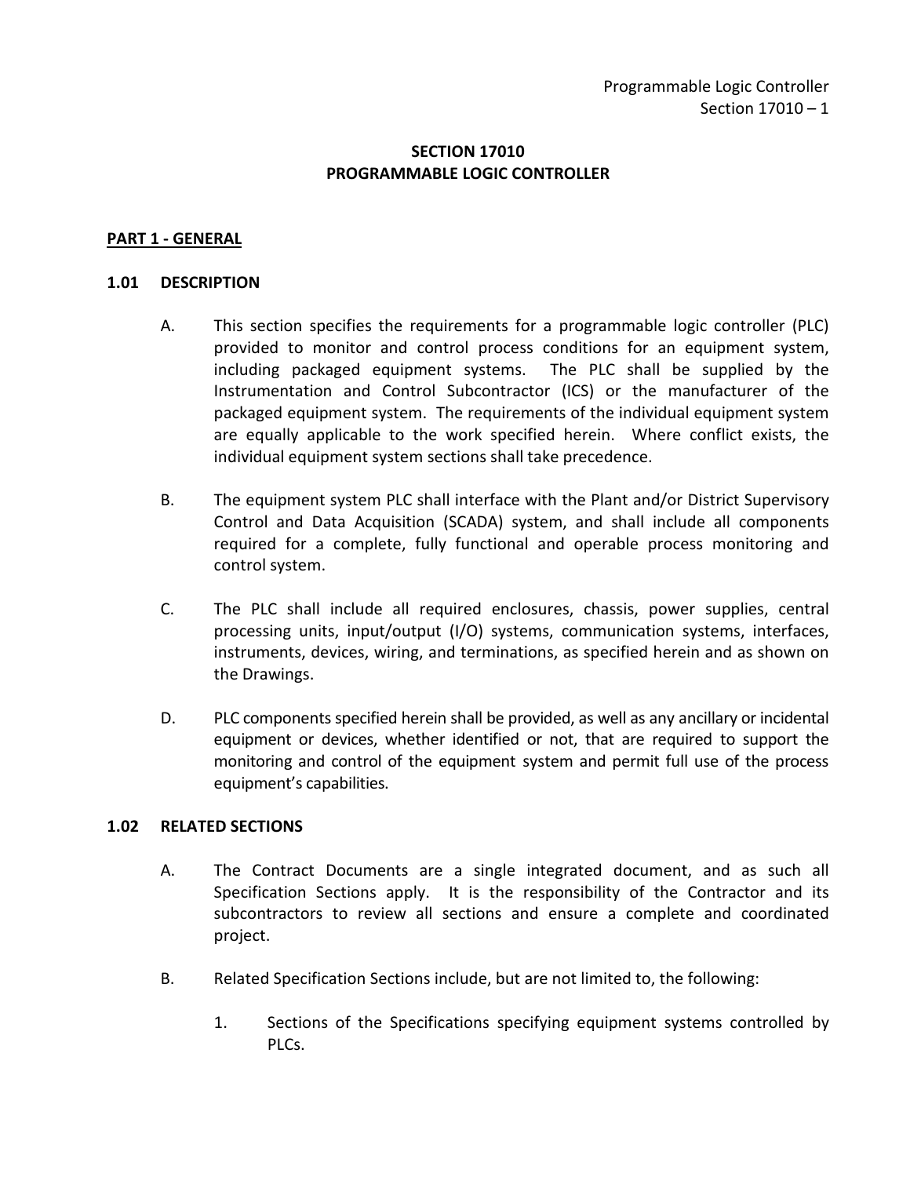# SECTION 17010
# PROGRAMMABLE LOGIC CONTROLLER

## PART 1 - GENERAL

### 1.01 DESCRIPTION

A. This section specifies the requirements for a programmable logic controller (PLC) provided to monitor and control process conditions for an equipment system, including packaged equipment systems. The PLC shall be supplied by the Instrumentation and Control Subcontractor (ICS) or the manufacturer of the packaged equipment system. The requirements of the individual equipment system are equally applicable to the work specified herein. Where conflict exists, the individual equipment system sections shall take precedence.

B. The equipment system PLC shall interface with the Plant and/or District Supervisory Control and Data Acquisition (SCADA) system, and shall include all components required for a complete, fully functional and operable process monitoring and control system.

C. The PLC shall include all required enclosures, chassis, power supplies, central processing units, input/output (I/O) systems, communication systems, interfaces, instruments, devices, wiring, and terminations, as specified herein and as shown on the Drawings.

D. PLC components specified herein shall be provided, as well as any ancillary or incidental equipment or devices, whether identified or not, that are required to support the monitoring and control of the equipment system and permit full use of the process equipment's capabilities.

### 1.02 RELATED SECTIONS

A. The Contract Documents are a single integrated document, and as such all Specification Sections apply. It is the responsibility of the Contractor and its subcontractors to review all sections and ensure a complete and coordinated project.

B. Related Specification Sections include, but are not limited to, the following:

1. Sections of the Specifications specifying equipment systems controlled by PLCs.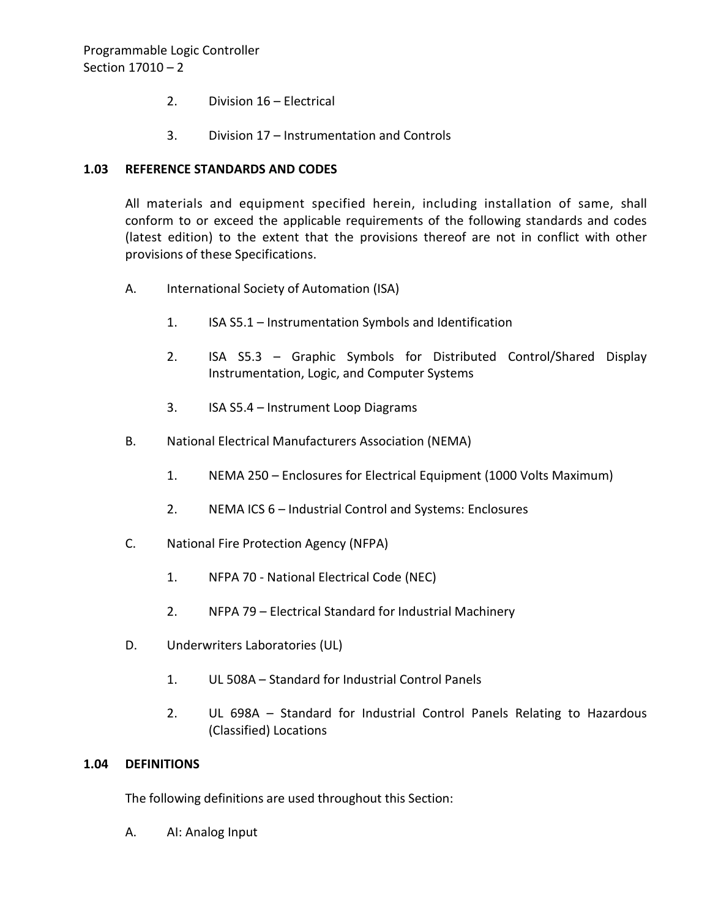2. Division 16 – Electrical

3. Division 17 – Instrumentation and Controls

## 1.03 REFERENCE STANDARDS AND CODES

All materials and equipment specified herein, including installation of same, shall conform to or exceed the applicable requirements of the following standards and codes (latest edition) to the extent that the provisions thereof are not in conflict with other provisions of these Specifications.

A. International Society of Automation (ISA)

1. ISA S5.1 – Instrumentation Symbols and Identification

2. ISA S5.3 – Graphic Symbols for Distributed Control/Shared Display Instrumentation, Logic, and Computer Systems

3. ISA S5.4 – Instrument Loop Diagrams

B. National Electrical Manufacturers Association (NEMA)

1. NEMA 250 – Enclosures for Electrical Equipment (1000 Volts Maximum)

2. NEMA ICS 6 – Industrial Control and Systems: Enclosures

C. National Fire Protection Agency (NFPA)

1. NFPA 70 - National Electrical Code (NEC)

2. NFPA 79 – Electrical Standard for Industrial Machinery

D. Underwriters Laboratories (UL)

1. UL 508A – Standard for Industrial Control Panels

2. UL 698A – Standard for Industrial Control Panels Relating to Hazardous (Classified) Locations

## 1.04 DEFINITIONS

The following definitions are used throughout this Section:

A. AI: Analog Input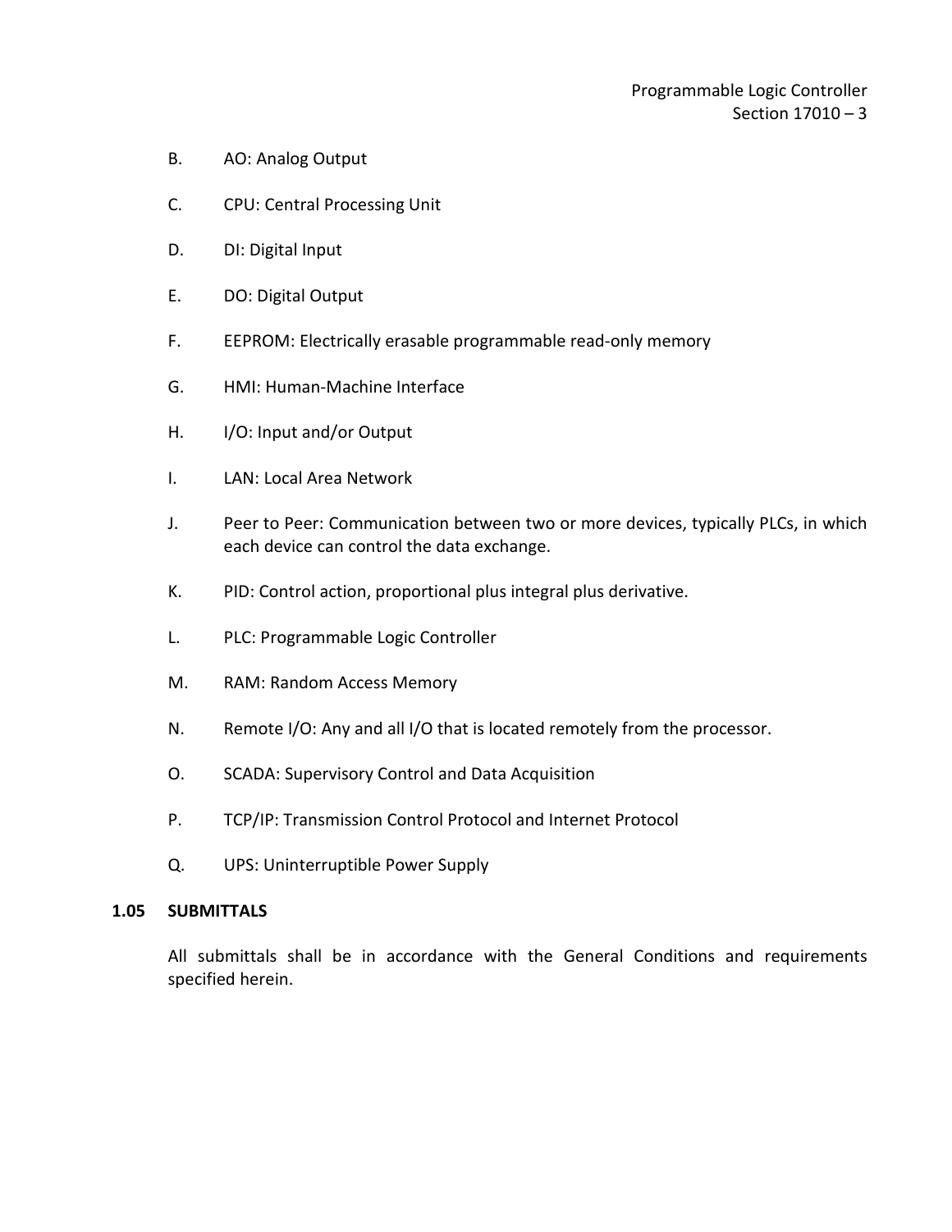B. AO: Analog Output

C. CPU: Central Processing Unit

D. DI: Digital Input

E. DO: Digital Output

F. EEPROM: Electrically erasable programmable read-only memory

G. HMI: Human-Machine Interface

H. I/O: Input and/or Output

I. LAN: Local Area Network

J. Peer to Peer: Communication between two or more devices, typically PLCs, in which each device can control the data exchange.

K. PID: Control action, proportional plus integral plus derivative.

L. PLC: Programmable Logic Controller

M. RAM: Random Access Memory

N. Remote I/O: Any and all I/O that is located remotely from the processor.

O. SCADA: Supervisory Control and Data Acquisition

P. TCP/IP: Transmission Control Protocol and Internet Protocol

Q. UPS: Uninterruptible Power Supply

## 1.05 SUBMITTALS

All submittals shall be in accordance with the General Conditions and requirements specified herein.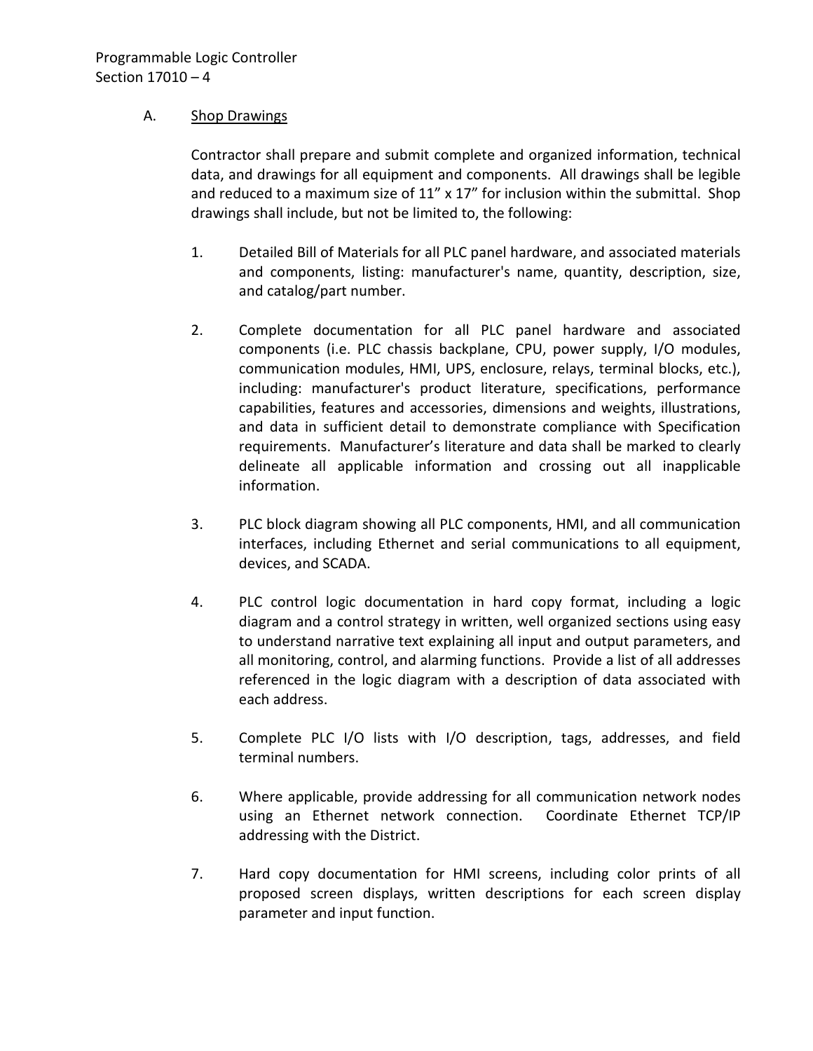A. Shop Drawings

Contractor shall prepare and submit complete and organized information, technical data, and drawings for all equipment and components. All drawings shall be legible and reduced to a maximum size of 11" x 17" for inclusion within the submittal. Shop drawings shall include, but not be limited to, the following:

1. Detailed Bill of Materials for all PLC panel hardware, and associated materials and components, listing: manufacturer's name, quantity, description, size, and catalog/part number.

2. Complete documentation for all PLC panel hardware and associated components (i.e. PLC chassis backplane, CPU, power supply, I/O modules, communication modules, HMI, UPS, enclosure, relays, terminal blocks, etc.), including: manufacturer's product literature, specifications, performance capabilities, features and accessories, dimensions and weights, illustrations, and data in sufficient detail to demonstrate compliance with Specification requirements. Manufacturer's literature and data shall be marked to clearly delineate all applicable information and crossing out all inapplicable information.

3. PLC block diagram showing all PLC components, HMI, and all communication interfaces, including Ethernet and serial communications to all equipment, devices, and SCADA.

4. PLC control logic documentation in hard copy format, including a logic diagram and a control strategy in written, well organized sections using easy to understand narrative text explaining all input and output parameters, and all monitoring, control, and alarming functions. Provide a list of all addresses referenced in the logic diagram with a description of data associated with each address.

5. Complete PLC I/O lists with I/O description, tags, addresses, and field terminal numbers.

6. Where applicable, provide addressing for all communication network nodes using an Ethernet network connection. Coordinate Ethernet TCP/IP addressing with the District.

7. Hard copy documentation for HMI screens, including color prints of all proposed screen displays, written descriptions for each screen display parameter and input function.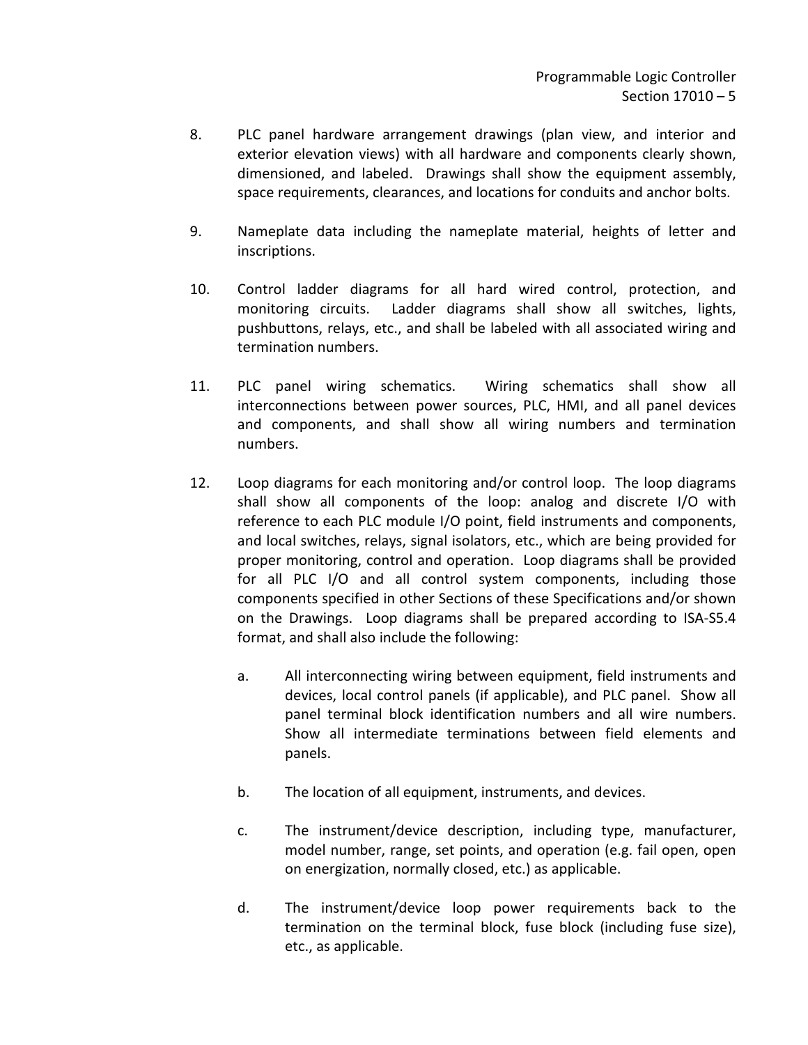8. PLC panel hardware arrangement drawings (plan view, and interior and exterior elevation views) with all hardware and components clearly shown, dimensioned, and labeled. Drawings shall show the equipment assembly, space requirements, clearances, and locations for conduits and anchor bolts.

9. Nameplate data including the nameplate material, heights of letter and inscriptions.

10. Control ladder diagrams for all hard wired control, protection, and monitoring circuits. Ladder diagrams shall show all switches, lights, pushbuttons, relays, etc., and shall be labeled with all associated wiring and termination numbers.

11. PLC panel wiring schematics. Wiring schematics shall show all interconnections between power sources, PLC, HMI, and all panel devices and components, and shall show all wiring numbers and termination numbers.

12. Loop diagrams for each monitoring and/or control loop. The loop diagrams shall show all components of the loop: analog and discrete I/O with reference to each PLC module I/O point, field instruments and components, and local switches, relays, signal isolators, etc., which are being provided for proper monitoring, control and operation. Loop diagrams shall be provided for all PLC I/O and all control system components, including those components specified in other Sections of these Specifications and/or shown on the Drawings. Loop diagrams shall be prepared according to ISA-S5.4 format, and shall also include the following:

    a. All interconnecting wiring between equipment, field instruments and devices, local control panels (if applicable), and PLC panel. Show all panel terminal block identification numbers and all wire numbers. Show all intermediate terminations between field elements and panels.

    b. The location of all equipment, instruments, and devices.

    c. The instrument/device description, including type, manufacturer, model number, range, set points, and operation (e.g. fail open, open on energization, normally closed, etc.) as applicable.

    d. The instrument/device loop power requirements back to the termination on the terminal block, fuse block (including fuse size), etc., as applicable.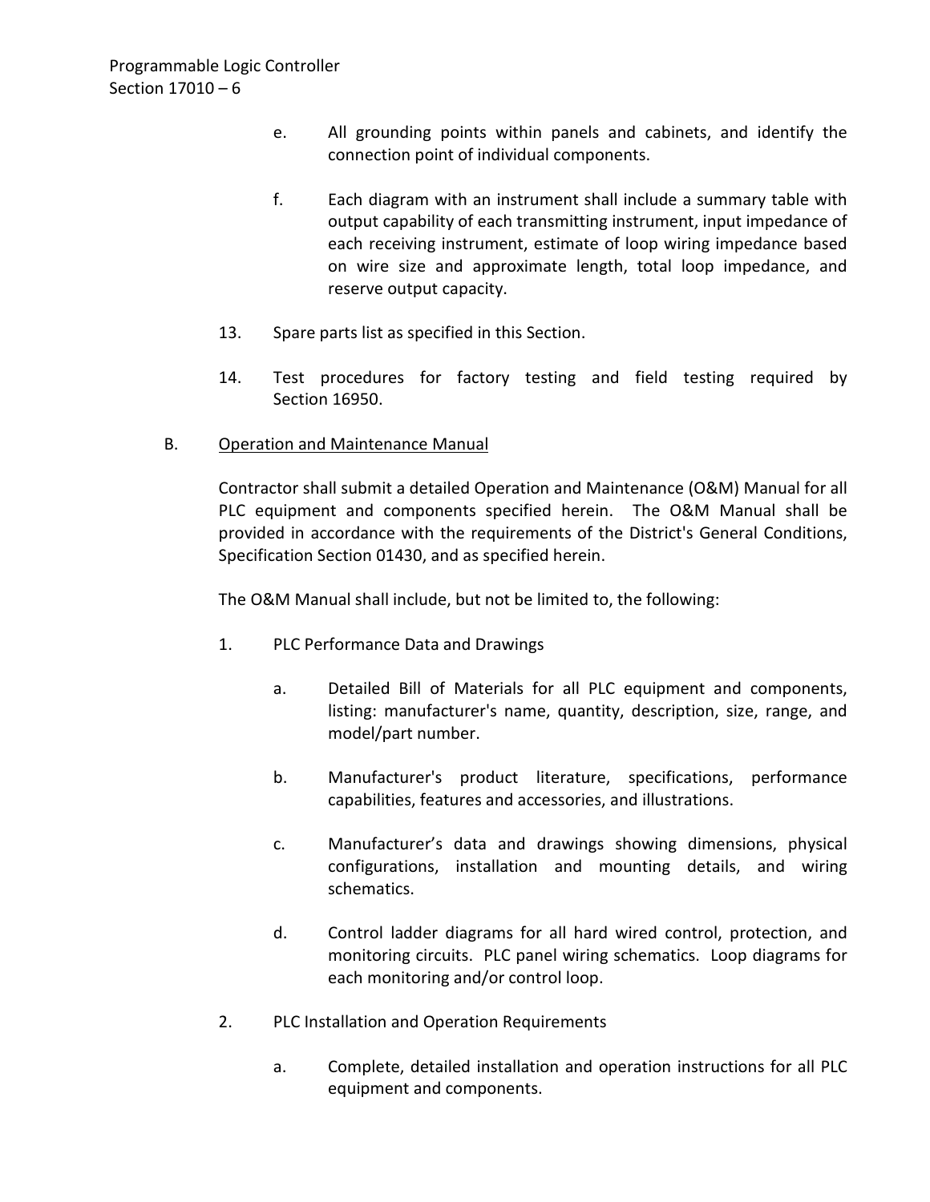e. All grounding points within panels and cabinets, and identify the connection point of individual components.

f. Each diagram with an instrument shall include a summary table with output capability of each transmitting instrument, input impedance of each receiving instrument, estimate of loop wiring impedance based on wire size and approximate length, total loop impedance, and reserve output capacity.

13. Spare parts list as specified in this Section.

14. Test procedures for factory testing and field testing required by Section 16950.

B. <u>Operation and Maintenance Manual</u>

Contractor shall submit a detailed Operation and Maintenance (O&M) Manual for all PLC equipment and components specified herein. The O&M Manual shall be provided in accordance with the requirements of the District's General Conditions, Specification Section 01430, and as specified herein.

The O&M Manual shall include, but not be limited to, the following:

1. PLC Performance Data and Drawings

   a. Detailed Bill of Materials for all PLC equipment and components, listing: manufacturer's name, quantity, description, size, range, and model/part number.

   b. Manufacturer's product literature, specifications, performance capabilities, features and accessories, and illustrations.

   c. Manufacturer's data and drawings showing dimensions, physical configurations, installation and mounting details, and wiring schematics.

   d. Control ladder diagrams for all hard wired control, protection, and monitoring circuits. PLC panel wiring schematics. Loop diagrams for each monitoring and/or control loop.

2. PLC Installation and Operation Requirements

   a. Complete, detailed installation and operation instructions for all PLC equipment and components.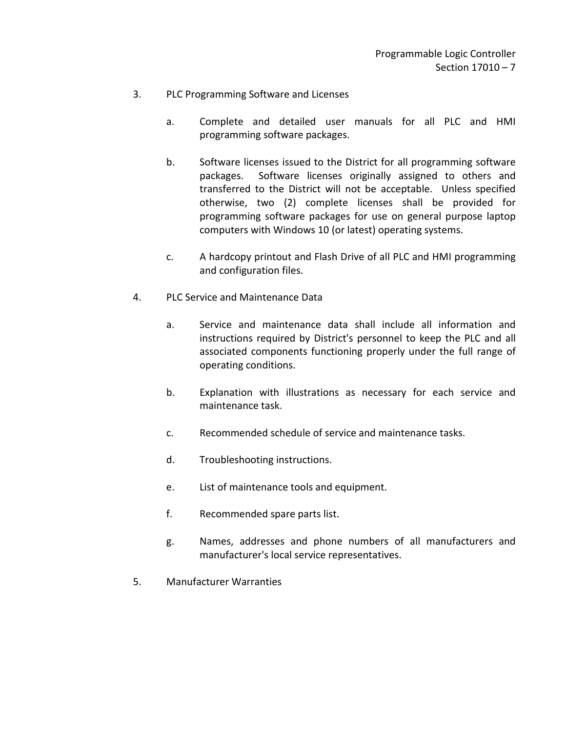3. PLC Programming Software and Licenses

    a. Complete and detailed user manuals for all PLC and HMI programming software packages.

    b. Software licenses issued to the District for all programming software packages. Software licenses originally assigned to others and transferred to the District will not be acceptable. Unless specified otherwise, two (2) complete licenses shall be provided for programming software packages for use on general purpose laptop computers with Windows 10 (or latest) operating systems.

    c. A hardcopy printout and Flash Drive of all PLC and HMI programming and configuration files.

4. PLC Service and Maintenance Data

    a. Service and maintenance data shall include all information and instructions required by District's personnel to keep the PLC and all associated components functioning properly under the full range of operating conditions.

    b. Explanation with illustrations as necessary for each service and maintenance task.

    c. Recommended schedule of service and maintenance tasks.

    d. Troubleshooting instructions.

    e. List of maintenance tools and equipment.

    f. Recommended spare parts list.

    g. Names, addresses and phone numbers of all manufacturers and manufacturer's local service representatives.

5. Manufacturer Warranties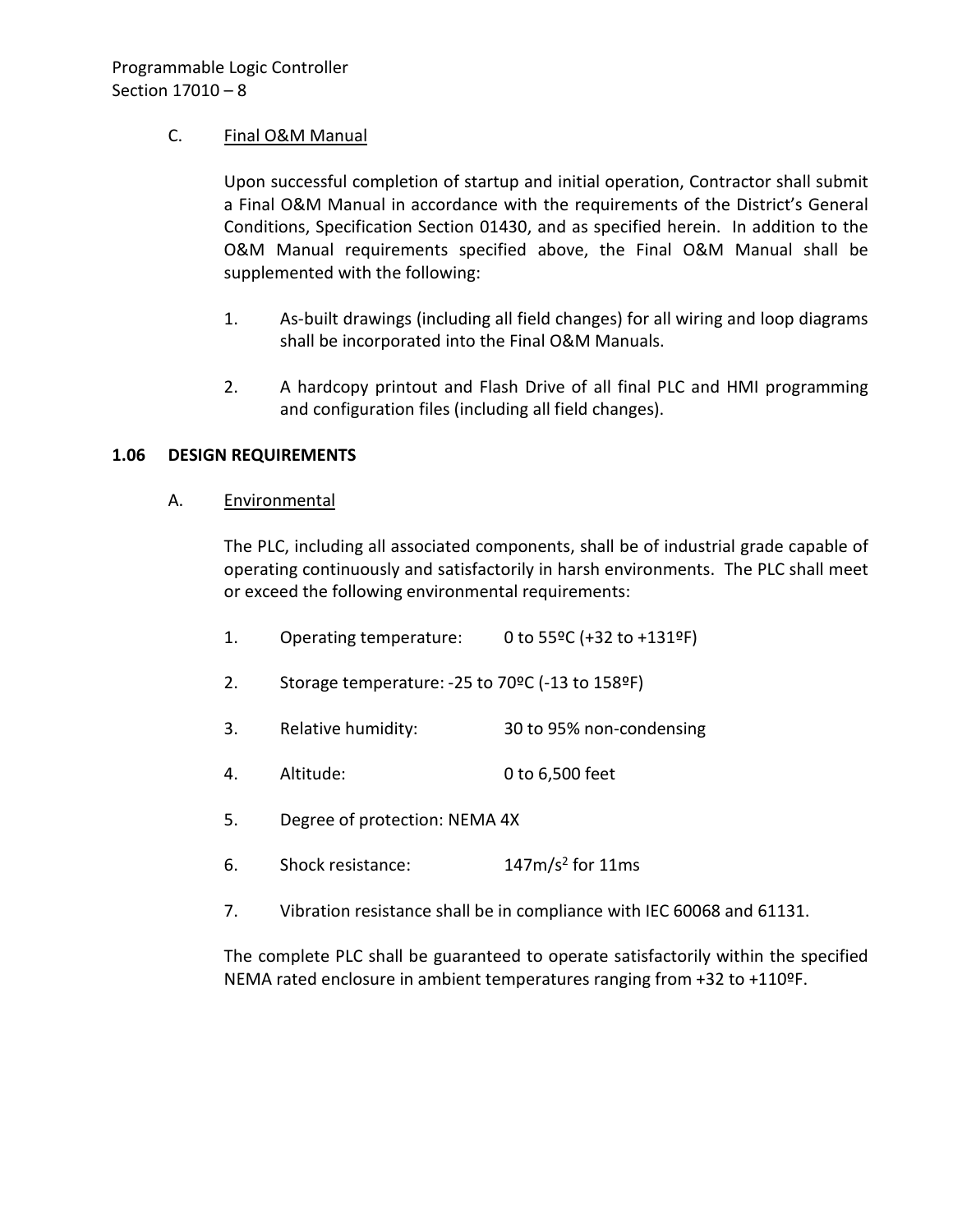C. Final O&M Manual

Upon successful completion of startup and initial operation, Contractor shall submit a Final O&M Manual in accordance with the requirements of the District's General Conditions, Specification Section 01430, and as specified herein. In addition to the O&M Manual requirements specified above, the Final O&M Manual shall be supplemented with the following:

1. As-built drawings (including all field changes) for all wiring and loop diagrams shall be incorporated into the Final O&M Manuals.

2. A hardcopy printout and Flash Drive of all final PLC and HMI programming and configuration files (including all field changes).

## 1.06 DESIGN REQUIREMENTS

A. Environmental

The PLC, including all associated components, shall be of industrial grade capable of operating continuously and satisfactorily in harsh environments. The PLC shall meet or exceed the following environmental requirements:

1. Operating temperature: 0 to 55ºC (+32 to +131ºF)

2. Storage temperature: -25 to 70ºC (-13 to 158ºF)

3. Relative humidity: 30 to 95% non-condensing

4. Altitude: 0 to 6,500 feet

5. Degree of protection: NEMA 4X

6. Shock resistance: $147 m/s^2$ for 11ms

7. Vibration resistance shall be in compliance with IEC 60068 and 61131.

The complete PLC shall be guaranteed to operate satisfactorily within the specified NEMA rated enclosure in ambient temperatures ranging from +32 to +110ºF.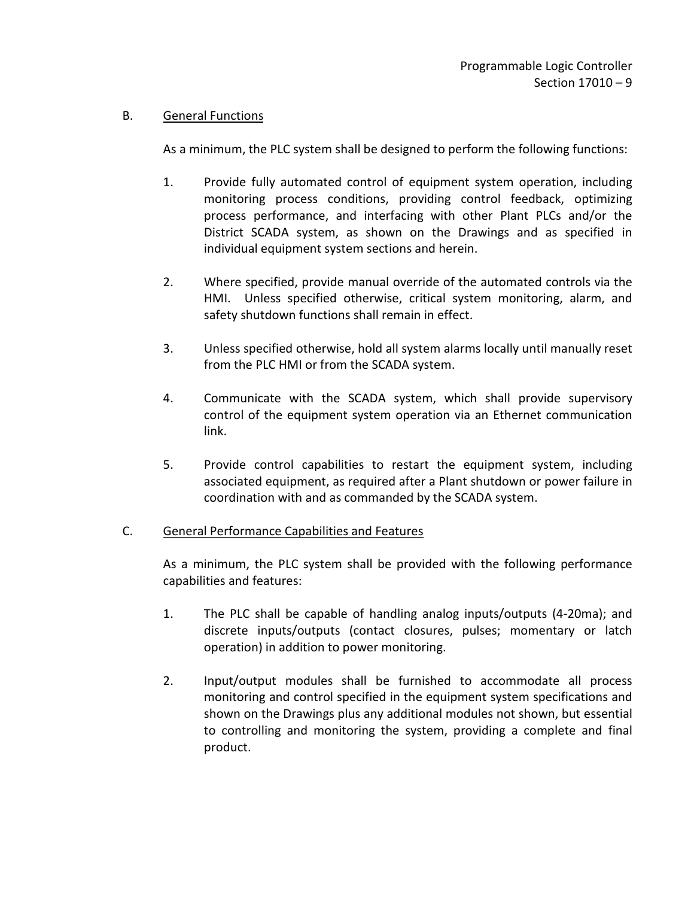B. <u>General Functions</u>

As a minimum, the PLC system shall be designed to perform the following functions:

1. Provide fully automated control of equipment system operation, including monitoring process conditions, providing control feedback, optimizing process performance, and interfacing with other Plant PLCs and/or the District SCADA system, as shown on the Drawings and as specified in individual equipment system sections and herein.

2. Where specified, provide manual override of the automated controls via the HMI. Unless specified otherwise, critical system monitoring, alarm, and safety shutdown functions shall remain in effect.

3. Unless specified otherwise, hold all system alarms locally until manually reset from the PLC HMI or from the SCADA system.

4. Communicate with the SCADA system, which shall provide supervisory control of the equipment system operation via an Ethernet communication link.

5. Provide control capabilities to restart the equipment system, including associated equipment, as required after a Plant shutdown or power failure in coordination with and as commanded by the SCADA system.

C. <u>General Performance Capabilities and Features</u>

As a minimum, the PLC system shall be provided with the following performance capabilities and features:

1. The PLC shall be capable of handling analog inputs/outputs (4-20ma); and discrete inputs/outputs (contact closures, pulses; momentary or latch operation) in addition to power monitoring.

2. Input/output modules shall be furnished to accommodate all process monitoring and control specified in the equipment system specifications and shown on the Drawings plus any additional modules not shown, but essential to controlling and monitoring the system, providing a complete and final product.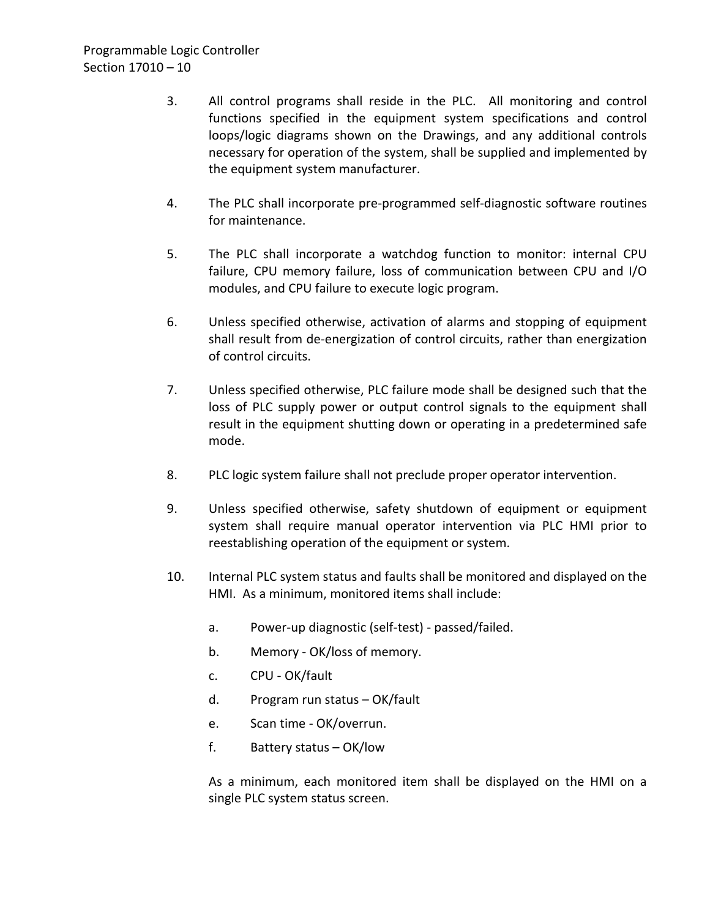3. All control programs shall reside in the PLC. All monitoring and control functions specified in the equipment system specifications and control loops/logic diagrams shown on the Drawings, and any additional controls necessary for operation of the system, shall be supplied and implemented by the equipment system manufacturer.

4. The PLC shall incorporate pre-programmed self-diagnostic software routines for maintenance.

5. The PLC shall incorporate a watchdog function to monitor: internal CPU failure, CPU memory failure, loss of communication between CPU and I/O modules, and CPU failure to execute logic program.

6. Unless specified otherwise, activation of alarms and stopping of equipment shall result from de-energization of control circuits, rather than energization of control circuits.

7. Unless specified otherwise, PLC failure mode shall be designed such that the loss of PLC supply power or output control signals to the equipment shall result in the equipment shutting down or operating in a predetermined safe mode.

8. PLC logic system failure shall not preclude proper operator intervention.

9. Unless specified otherwise, safety shutdown of equipment or equipment system shall require manual operator intervention via PLC HMI prior to reestablishing operation of the equipment or system.

10. Internal PLC system status and faults shall be monitored and displayed on the HMI. As a minimum, monitored items shall include:

    a. Power-up diagnostic (self-test) - passed/failed.

    b. Memory - OK/loss of memory.

    c. CPU - OK/fault

    d. Program run status – OK/fault

    e. Scan time - OK/overrun.

    f. Battery status – OK/low

    As a minimum, each monitored item shall be displayed on the HMI on a single PLC system status screen.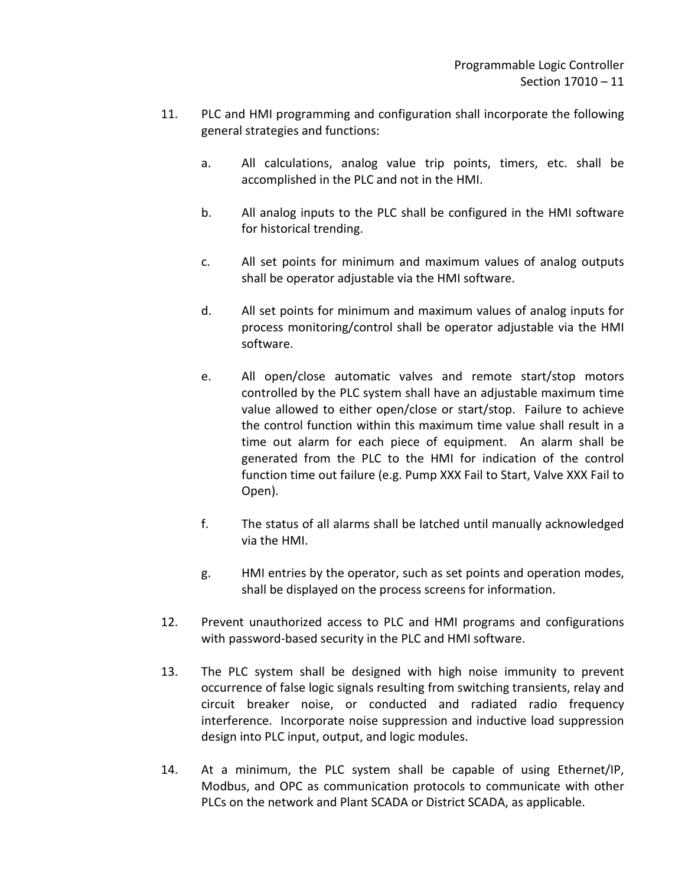11. PLC and HMI programming and configuration shall incorporate the following general strategies and functions:

    a. All calculations, analog value trip points, timers, etc. shall be accomplished in the PLC and not in the HMI.

    b. All analog inputs to the PLC shall be configured in the HMI software for historical trending.

    c. All set points for minimum and maximum values of analog outputs shall be operator adjustable via the HMI software.

    d. All set points for minimum and maximum values of analog inputs for process monitoring/control shall be operator adjustable via the HMI software.

    e. All open/close automatic valves and remote start/stop motors controlled by the PLC system shall have an adjustable maximum time value allowed to either open/close or start/stop. Failure to achieve the control function within this maximum time value shall result in a time out alarm for each piece of equipment. An alarm shall be generated from the PLC to the HMI for indication of the control function time out failure (e.g. Pump XXX Fail to Start, Valve XXX Fail to Open).

    f. The status of all alarms shall be latched until manually acknowledged via the HMI.

    g. HMI entries by the operator, such as set points and operation modes, shall be displayed on the process screens for information.

12. Prevent unauthorized access to PLC and HMI programs and configurations with password-based security in the PLC and HMI software.

13. The PLC system shall be designed with high noise immunity to prevent occurrence of false logic signals resulting from switching transients, relay and circuit breaker noise, or conducted and radiated radio frequency interference. Incorporate noise suppression and inductive load suppression design into PLC input, output, and logic modules.

14. At a minimum, the PLC system shall be capable of using Ethernet/IP, Modbus, and OPC as communication protocols to communicate with other PLCs on the network and Plant SCADA or District SCADA, as applicable.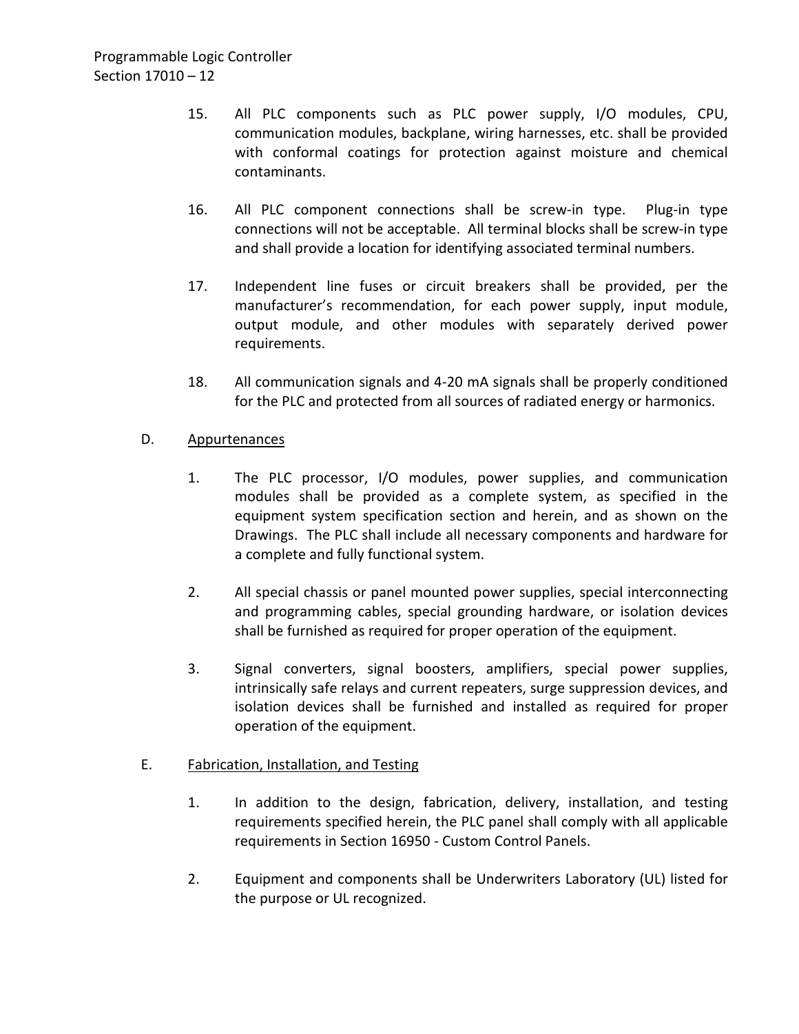15. All PLC components such as PLC power supply, I/O modules, CPU, communication modules, backplane, wiring harnesses, etc. shall be provided with conformal coatings for protection against moisture and chemical contaminants.

16. All PLC component connections shall be screw-in type. Plug-in type connections will not be acceptable. All terminal blocks shall be screw-in type and shall provide a location for identifying associated terminal numbers.

17. Independent line fuses or circuit breakers shall be provided, per the manufacturer's recommendation, for each power supply, input module, output module, and other modules with separately derived power requirements.

18. All communication signals and 4-20 mA signals shall be properly conditioned for the PLC and protected from all sources of radiated energy or harmonics.

D. Appurtenances

1. The PLC processor, I/O modules, power supplies, and communication modules shall be provided as a complete system, as specified in the equipment system specification section and herein, and as shown on the Drawings. The PLC shall include all necessary components and hardware for a complete and fully functional system.

2. All special chassis or panel mounted power supplies, special interconnecting and programming cables, special grounding hardware, or isolation devices shall be furnished as required for proper operation of the equipment.

3. Signal converters, signal boosters, amplifiers, special power supplies, intrinsically safe relays and current repeaters, surge suppression devices, and isolation devices shall be furnished and installed as required for proper operation of the equipment.

E. Fabrication, Installation, and Testing

1. In addition to the design, fabrication, delivery, installation, and testing requirements specified herein, the PLC panel shall comply with all applicable requirements in Section 16950 - Custom Control Panels.

2. Equipment and components shall be Underwriters Laboratory (UL) listed for the purpose or UL recognized.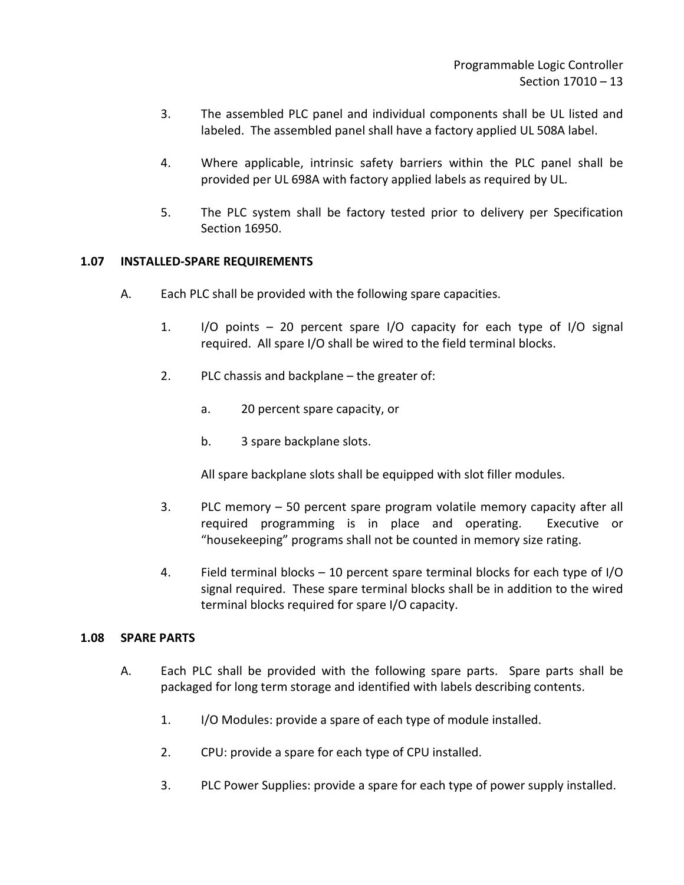3. The assembled PLC panel and individual components shall be UL listed and labeled. The assembled panel shall have a factory applied UL 508A label.

4. Where applicable, intrinsic safety barriers within the PLC panel shall be provided per UL 698A with factory applied labels as required by UL.

5. The PLC system shall be factory tested prior to delivery per Specification Section 16950.

## 1.07 INSTALLED-SPARE REQUIREMENTS

A. Each PLC shall be provided with the following spare capacities.

1. I/O points – 20 percent spare I/O capacity for each type of I/O signal required. All spare I/O shall be wired to the field terminal blocks.

2. PLC chassis and backplane – the greater of:

   a. 20 percent spare capacity, or

   b. 3 spare backplane slots.

   All spare backplane slots shall be equipped with slot filler modules.

3. PLC memory – 50 percent spare program volatile memory capacity after all required programming is in place and operating. Executive or “housekeeping” programs shall not be counted in memory size rating.

4. Field terminal blocks – 10 percent spare terminal blocks for each type of I/O signal required. These spare terminal blocks shall be in addition to the wired terminal blocks required for spare I/O capacity.

## 1.08 SPARE PARTS

A. Each PLC shall be provided with the following spare parts. Spare parts shall be packaged for long term storage and identified with labels describing contents.

1. I/O Modules: provide a spare of each type of module installed.

2. CPU: provide a spare for each type of CPU installed.

3. PLC Power Supplies: provide a spare for each type of power supply installed.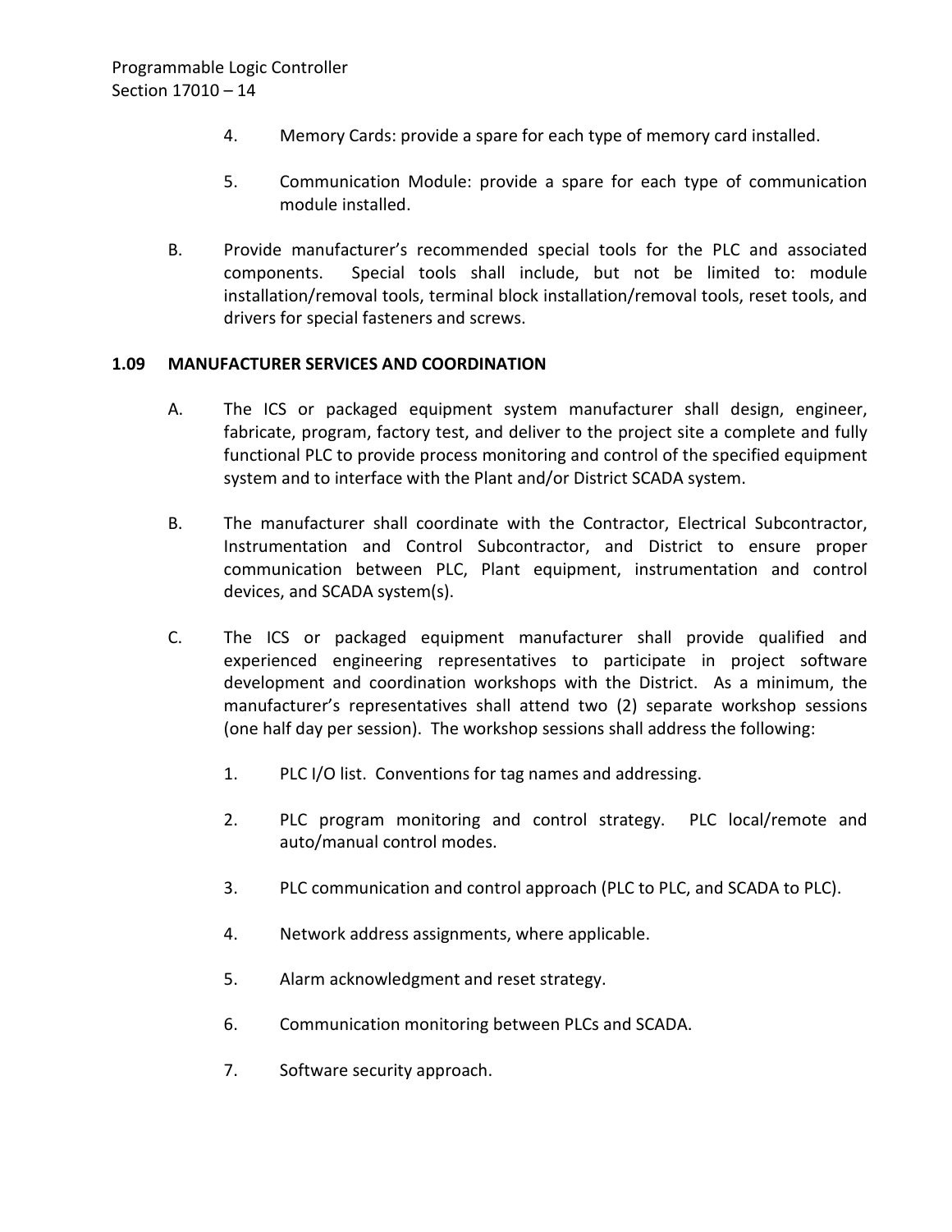4. Memory Cards: provide a spare for each type of memory card installed.

5. Communication Module: provide a spare for each type of communication module installed.

B. Provide manufacturer's recommended special tools for the PLC and associated components. Special tools shall include, but not be limited to: module installation/removal tools, terminal block installation/removal tools, reset tools, and drivers for special fasteners and screws.

**1.09 MANUFACTURER SERVICES AND COORDINATION**

A. The ICS or packaged equipment system manufacturer shall design, engineer, fabricate, program, factory test, and deliver to the project site a complete and fully functional PLC to provide process monitoring and control of the specified equipment system and to interface with the Plant and/or District SCADA system.

B. The manufacturer shall coordinate with the Contractor, Electrical Subcontractor, Instrumentation and Control Subcontractor, and District to ensure proper communication between PLC, Plant equipment, instrumentation and control devices, and SCADA system(s).

C. The ICS or packaged equipment manufacturer shall provide qualified and experienced engineering representatives to participate in project software development and coordination workshops with the District. As a minimum, the manufacturer's representatives shall attend two (2) separate workshop sessions (one half day per session). The workshop sessions shall address the following:

1. PLC I/O list. Conventions for tag names and addressing.

2. PLC program monitoring and control strategy. PLC local/remote and auto/manual control modes.

3. PLC communication and control approach (PLC to PLC, and SCADA to PLC).

4. Network address assignments, where applicable.

5. Alarm acknowledgment and reset strategy.

6. Communication monitoring between PLCs and SCADA.

7. Software security approach.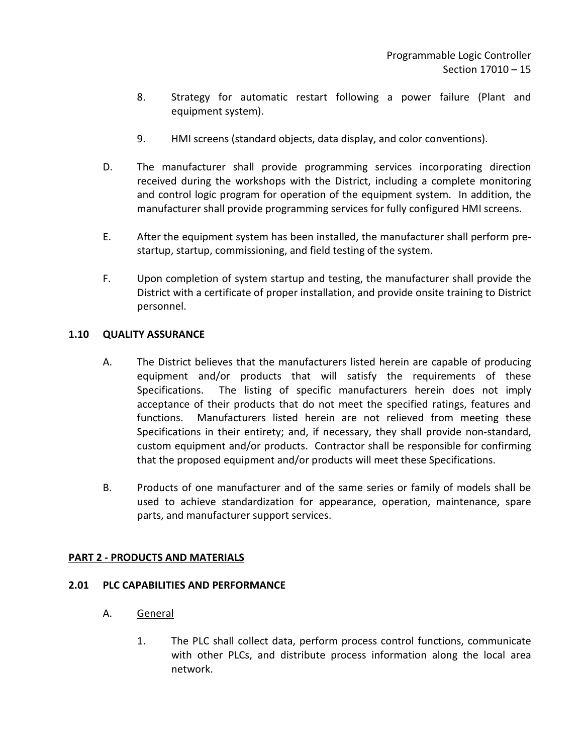8. Strategy for automatic restart following a power failure (Plant and equipment system).

9. HMI screens (standard objects, data display, and color conventions).

D. The manufacturer shall provide programming services incorporating direction received during the workshops with the District, including a complete monitoring and control logic program for operation of the equipment system. In addition, the manufacturer shall provide programming services for fully configured HMI screens.

E. After the equipment system has been installed, the manufacturer shall perform pre-startup, startup, commissioning, and field testing of the system.

F. Upon completion of system startup and testing, the manufacturer shall provide the District with a certificate of proper installation, and provide onsite training to District personnel.

### 1.10 QUALITY ASSURANCE

A. The District believes that the manufacturers listed herein are capable of producing equipment and/or products that will satisfy the requirements of these Specifications. The listing of specific manufacturers herein does not imply acceptance of their products that do not meet the specified ratings, features and functions. Manufacturers listed herein are not relieved from meeting these Specifications in their entirety; and, if necessary, they shall provide non-standard, custom equipment and/or products. Contractor shall be responsible for confirming that the proposed equipment and/or products will meet these Specifications.

B. Products of one manufacturer and of the same series or family of models shall be used to achieve standardization for appearance, operation, maintenance, spare parts, and manufacturer support services.

## PART 2 - PRODUCTS AND MATERIALS

### 2.01 PLC CAPABILITIES AND PERFORMANCE

A. General

1. The PLC shall collect data, perform process control functions, communicate with other PLCs, and distribute process information along the local area network.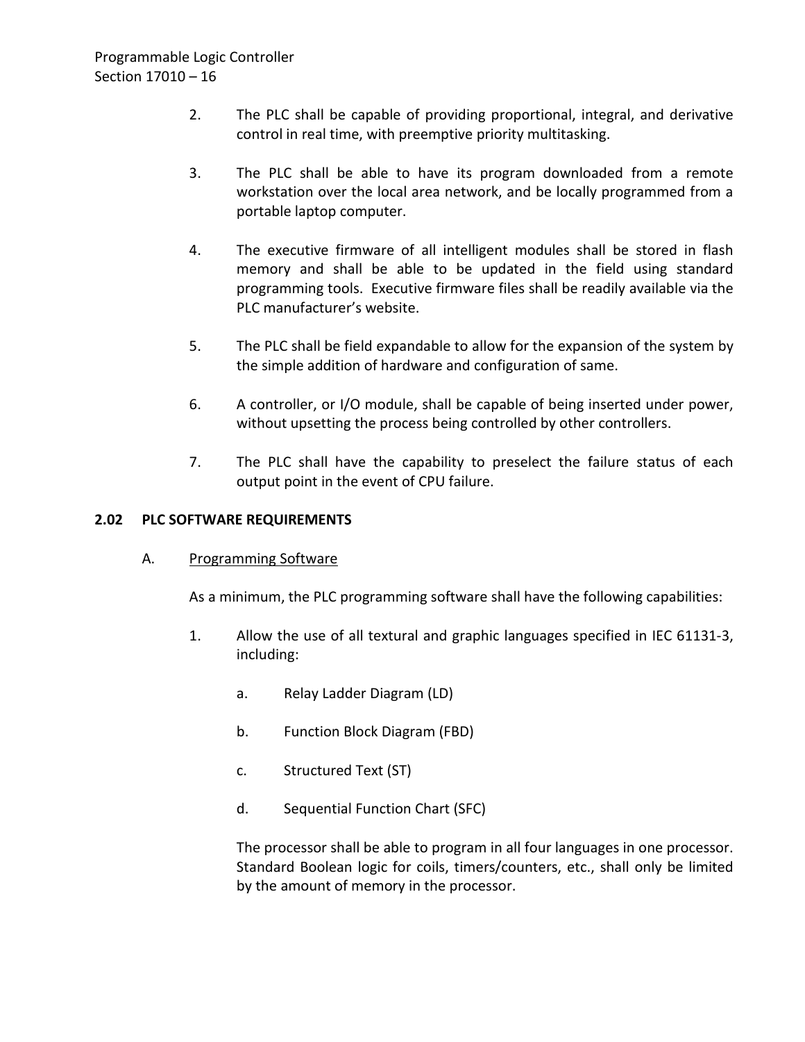2. The PLC shall be capable of providing proportional, integral, and derivative control in real time, with preemptive priority multitasking.

3. The PLC shall be able to have its program downloaded from a remote workstation over the local area network, and be locally programmed from a portable laptop computer.

4. The executive firmware of all intelligent modules shall be stored in flash memory and shall be able to be updated in the field using standard programming tools. Executive firmware files shall be readily available via the PLC manufacturer's website.

5. The PLC shall be field expandable to allow for the expansion of the system by the simple addition of hardware and configuration of same.

6. A controller, or I/O module, shall be capable of being inserted under power, without upsetting the process being controlled by other controllers.

7. The PLC shall have the capability to preselect the failure status of each output point in the event of CPU failure.

## 2.02 PLC SOFTWARE REQUIREMENTS

A. Programming Software

As a minimum, the PLC programming software shall have the following capabilities:

1. Allow the use of all textural and graphic languages specified in IEC 61131-3, including:

   a. Relay Ladder Diagram (LD)

   b. Function Block Diagram (FBD)

   c. Structured Text (ST)

   d. Sequential Function Chart (SFC)

   The processor shall be able to program in all four languages in one processor. Standard Boolean logic for coils, timers/counters, etc., shall only be limited by the amount of memory in the processor.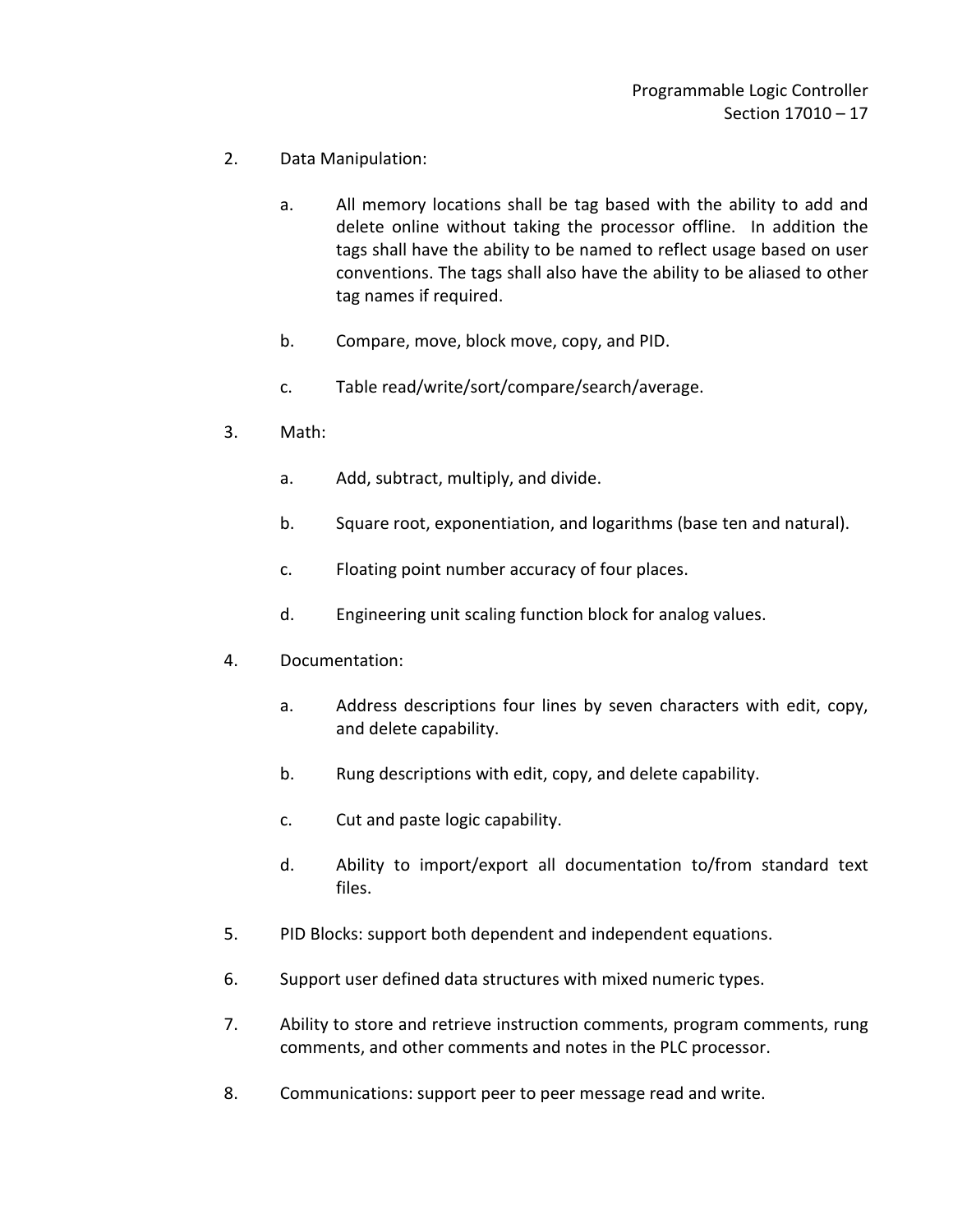2. Data Manipulation:

   a. All memory locations shall be tag based with the ability to add and delete online without taking the processor offline. In addition the tags shall have the ability to be named to reflect usage based on user conventions. The tags shall also have the ability to be aliased to other tag names if required.

   b. Compare, move, block move, copy, and PID.

   c. Table read/write/sort/compare/search/average.

3. Math:

   a. Add, subtract, multiply, and divide.

   b. Square root, exponentiation, and logarithms (base ten and natural).

   c. Floating point number accuracy of four places.

   d. Engineering unit scaling function block for analog values.

4. Documentation:

   a. Address descriptions four lines by seven characters with edit, copy, and delete capability.

   b. Rung descriptions with edit, copy, and delete capability.

   c. Cut and paste logic capability.

   d. Ability to import/export all documentation to/from standard text files.

5. PID Blocks: support both dependent and independent equations.

6. Support user defined data structures with mixed numeric types.

7. Ability to store and retrieve instruction comments, program comments, rung comments, and other comments and notes in the PLC processor.

8. Communications: support peer to peer message read and write.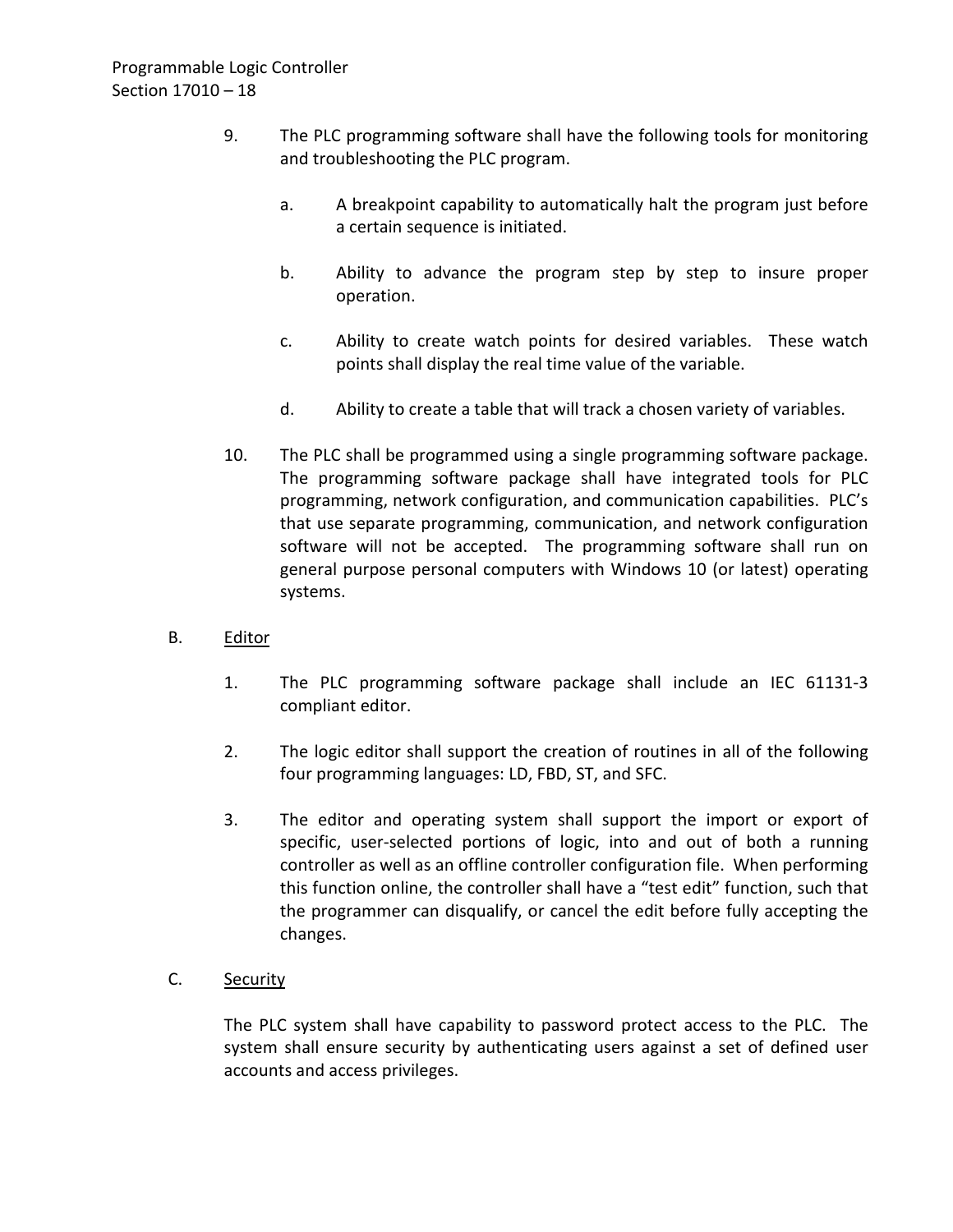9. The PLC programming software shall have the following tools for monitoring and troubleshooting the PLC program.

   a. A breakpoint capability to automatically halt the program just before a certain sequence is initiated.

   b. Ability to advance the program step by step to insure proper operation.

   c. Ability to create watch points for desired variables. These watch points shall display the real time value of the variable.

   d. Ability to create a table that will track a chosen variety of variables.

10. The PLC shall be programmed using a single programming software package. The programming software package shall have integrated tools for PLC programming, network configuration, and communication capabilities. PLC's that use separate programming, communication, and network configuration software will not be accepted. The programming software shall run on general purpose personal computers with Windows 10 (or latest) operating systems.

B. <u>Editor</u>

1. The PLC programming software package shall include an IEC 61131-3 compliant editor.

2. The logic editor shall support the creation of routines in all of the following four programming languages: LD, FBD, ST, and SFC.

3. The editor and operating system shall support the import or export of specific, user-selected portions of logic, into and out of both a running controller as well as an offline controller configuration file. When performing this function online, the controller shall have a "test edit" function, such that the programmer can disqualify, or cancel the edit before fully accepting the changes.

C. <u>Security</u>

The PLC system shall have capability to password protect access to the PLC. The system shall ensure security by authenticating users against a set of defined user accounts and access privileges.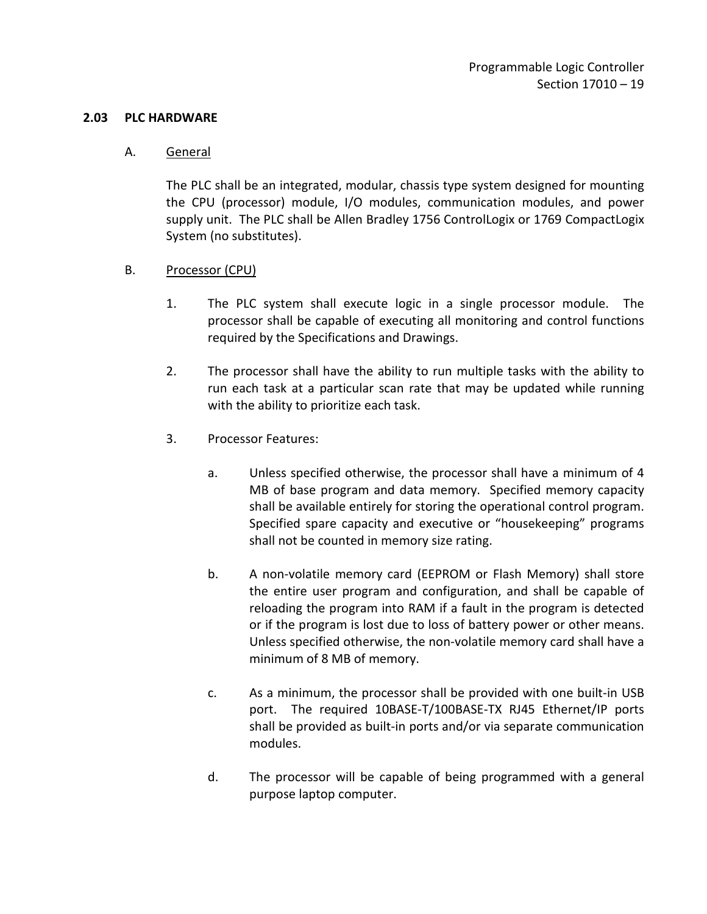### 2.03 PLC HARDWARE

A. General

The PLC shall be an integrated, modular, chassis type system designed for mounting the CPU (processor) module, I/O modules, communication modules, and power supply unit. The PLC shall be Allen Bradley 1756 ControlLogix or 1769 CompactLogix System (no substitutes).

B. Processor (CPU)

1. The PLC system shall execute logic in a single processor module. The processor shall be capable of executing all monitoring and control functions required by the Specifications and Drawings.

2. The processor shall have the ability to run multiple tasks with the ability to run each task at a particular scan rate that may be updated while running with the ability to prioritize each task.

3. Processor Features:

   a. Unless specified otherwise, the processor shall have a minimum of 4 MB of base program and data memory. Specified memory capacity shall be available entirely for storing the operational control program. Specified spare capacity and executive or "housekeeping" programs shall not be counted in memory size rating.

   b. A non-volatile memory card (EEPROM or Flash Memory) shall store the entire user program and configuration, and shall be capable of reloading the program into RAM if a fault in the program is detected or if the program is lost due to loss of battery power or other means. Unless specified otherwise, the non-volatile memory card shall have a minimum of 8 MB of memory.

   c. As a minimum, the processor shall be provided with one built-in USB port. The required 10BASE-T/100BASE-TX RJ45 Ethernet/IP ports shall be provided as built-in ports and/or via separate communication modules.

   d. The processor will be capable of being programmed with a general purpose laptop computer.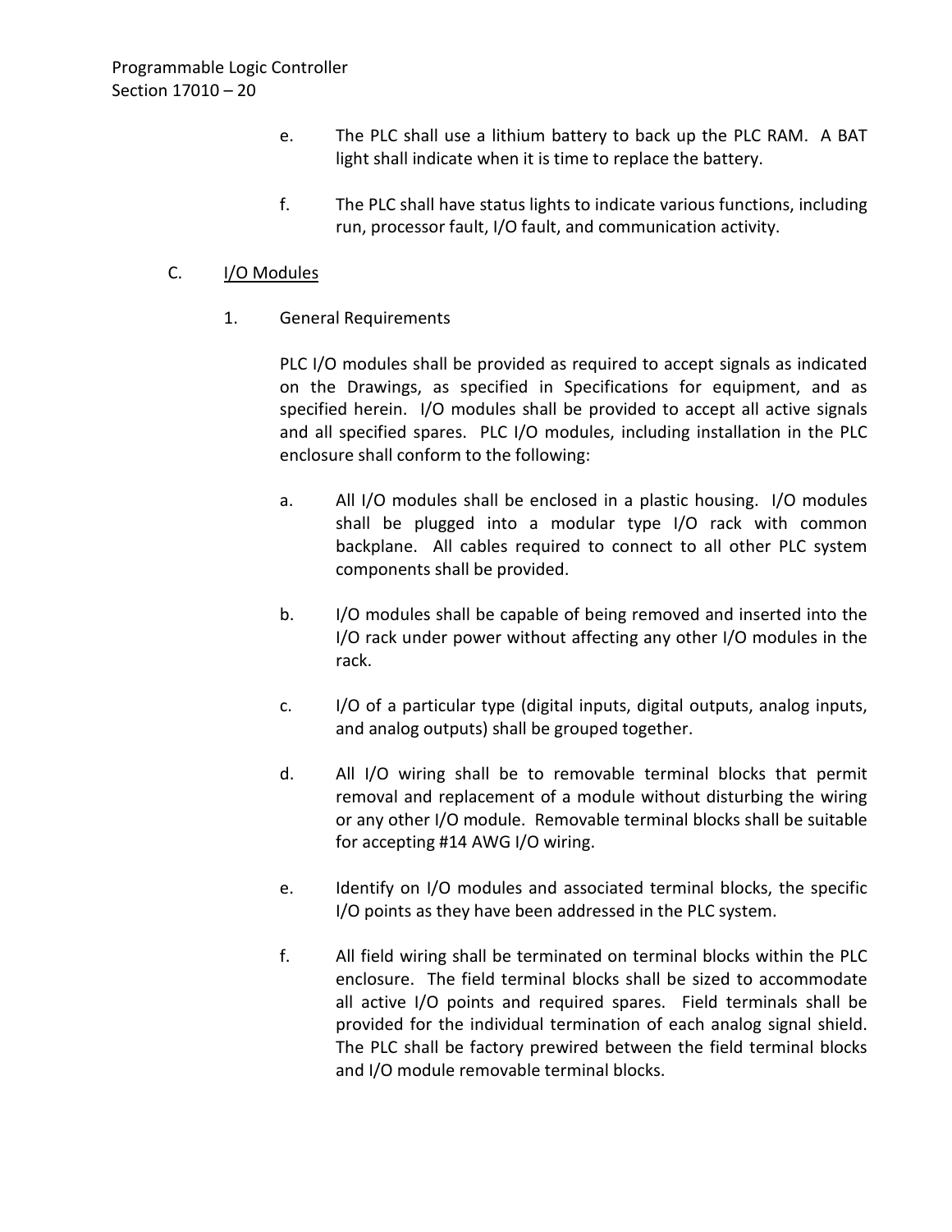e. The PLC shall use a lithium battery to back up the PLC RAM. A BAT light shall indicate when it is time to replace the battery.

f. The PLC shall have status lights to indicate various functions, including run, processor fault, I/O fault, and communication activity.

C. <u>I/O Modules</u>

1. General Requirements

PLC I/O modules shall be provided as required to accept signals as indicated on the Drawings, as specified in Specifications for equipment, and as specified herein. I/O modules shall be provided to accept all active signals and all specified spares. PLC I/O modules, including installation in the PLC enclosure shall conform to the following:

a. All I/O modules shall be enclosed in a plastic housing. I/O modules shall be plugged into a modular type I/O rack with common backplane. All cables required to connect to all other PLC system components shall be provided.

b. I/O modules shall be capable of being removed and inserted into the I/O rack under power without affecting any other I/O modules in the rack.

c. I/O of a particular type (digital inputs, digital outputs, analog inputs, and analog outputs) shall be grouped together.

d. All I/O wiring shall be to removable terminal blocks that permit removal and replacement of a module without disturbing the wiring or any other I/O module. Removable terminal blocks shall be suitable for accepting #14 AWG I/O wiring.

e. Identify on I/O modules and associated terminal blocks, the specific I/O points as they have been addressed in the PLC system.

f. All field wiring shall be terminated on terminal blocks within the PLC enclosure. The field terminal blocks shall be sized to accommodate all active I/O points and required spares. Field terminals shall be provided for the individual termination of each analog signal shield. The PLC shall be factory prewired between the field terminal blocks and I/O module removable terminal blocks.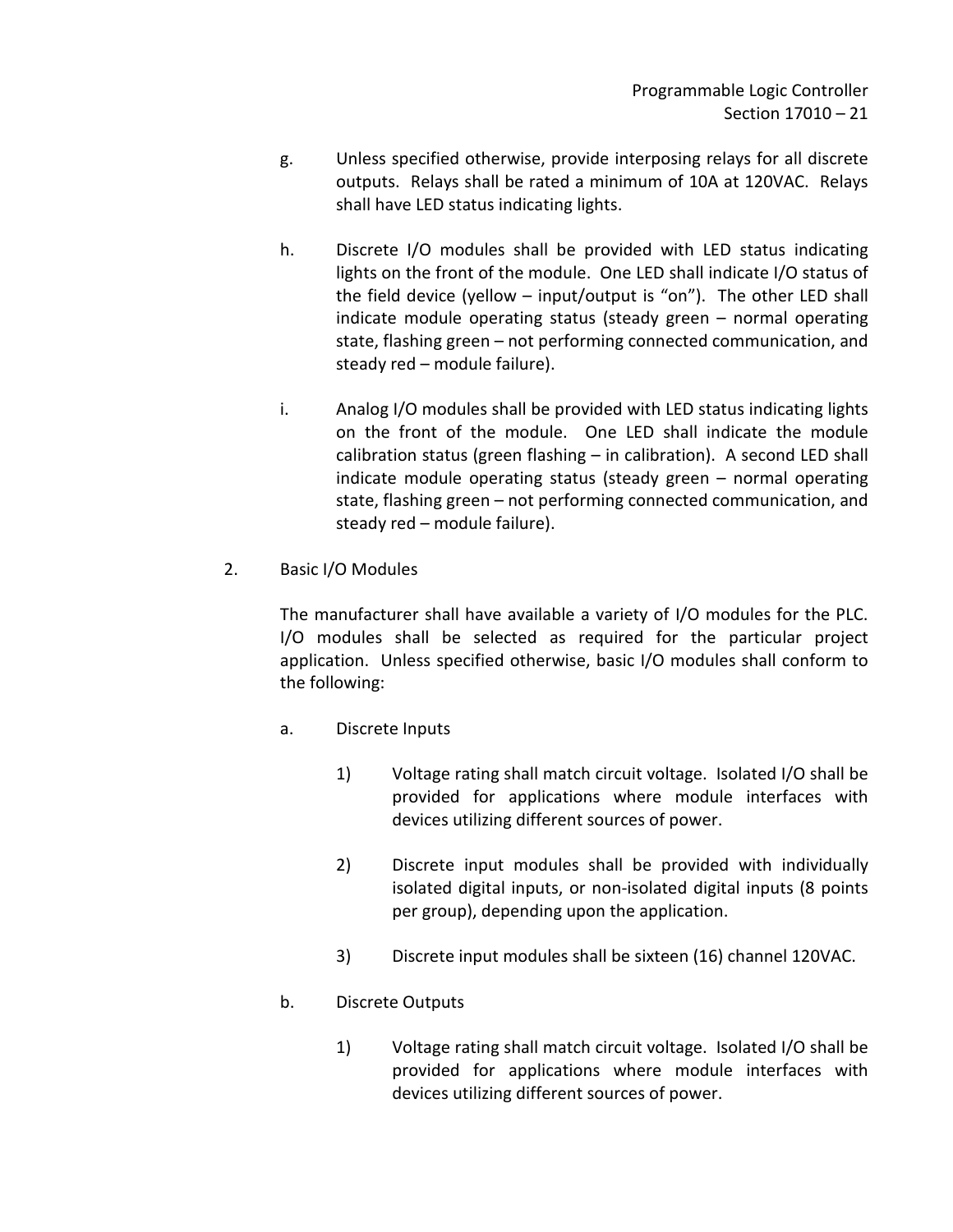g. Unless specified otherwise, provide interposing relays for all discrete outputs. Relays shall be rated a minimum of 10A at 120VAC. Relays shall have LED status indicating lights.

h. Discrete I/O modules shall be provided with LED status indicating lights on the front of the module. One LED shall indicate I/O status of the field device (yellow – input/output is "on"). The other LED shall indicate module operating status (steady green – normal operating state, flashing green – not performing connected communication, and steady red – module failure).

i. Analog I/O modules shall be provided with LED status indicating lights on the front of the module. One LED shall indicate the module calibration status (green flashing – in calibration). A second LED shall indicate module operating status (steady green – normal operating state, flashing green – not performing connected communication, and steady red – module failure).

2. Basic I/O Modules

The manufacturer shall have available a variety of I/O modules for the PLC. I/O modules shall be selected as required for the particular project application. Unless specified otherwise, basic I/O modules shall conform to the following:

a. Discrete Inputs

1) Voltage rating shall match circuit voltage. Isolated I/O shall be provided for applications where module interfaces with devices utilizing different sources of power.

2) Discrete input modules shall be provided with individually isolated digital inputs, or non-isolated digital inputs (8 points per group), depending upon the application.

3) Discrete input modules shall be sixteen (16) channel 120VAC.

b. Discrete Outputs

1) Voltage rating shall match circuit voltage. Isolated I/O shall be provided for applications where module interfaces with devices utilizing different sources of power.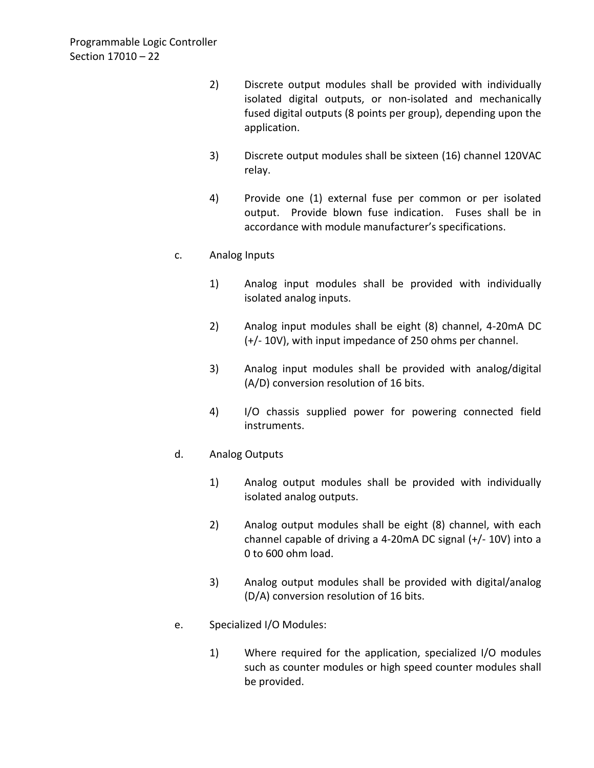2) Discrete output modules shall be provided with individually isolated digital outputs, or non-isolated and mechanically fused digital outputs (8 points per group), depending upon the application.

3) Discrete output modules shall be sixteen (16) channel 120VAC relay.

4) Provide one (1) external fuse per common or per isolated output. Provide blown fuse indication. Fuses shall be in accordance with module manufacturer's specifications.

c. Analog Inputs

1) Analog input modules shall be provided with individually isolated analog inputs.

2) Analog input modules shall be eight (8) channel, 4-20mA DC (+/- 10V), with input impedance of 250 ohms per channel.

3) Analog input modules shall be provided with analog/digital (A/D) conversion resolution of 16 bits.

4) I/O chassis supplied power for powering connected field instruments.

d. Analog Outputs

1) Analog output modules shall be provided with individually isolated analog outputs.

2) Analog output modules shall be eight (8) channel, with each channel capable of driving a 4-20mA DC signal (+/- 10V) into a 0 to 600 ohm load.

3) Analog output modules shall be provided with digital/analog (D/A) conversion resolution of 16 bits.

e. Specialized I/O Modules:

1) Where required for the application, specialized I/O modules such as counter modules or high speed counter modules shall be provided.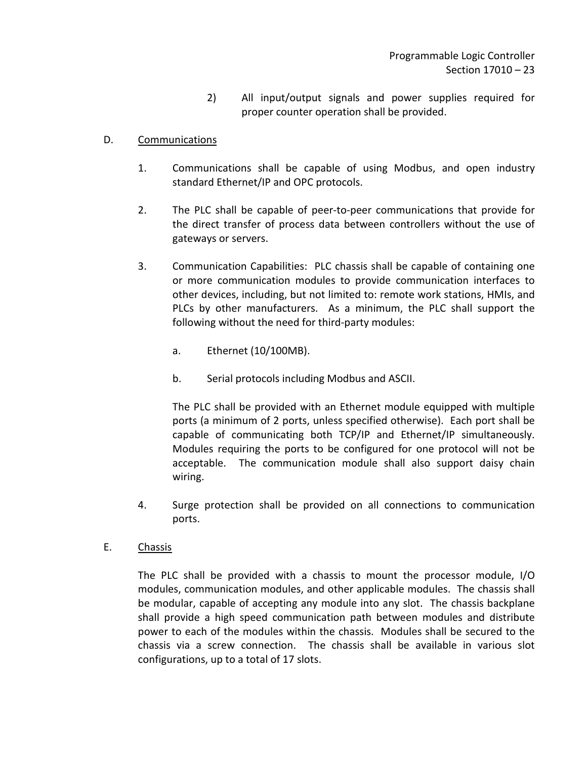2) All input/output signals and power supplies required for proper counter operation shall be provided.

D. Communications

1. Communications shall be capable of using Modbus, and open industry standard Ethernet/IP and OPC protocols.

2. The PLC shall be capable of peer-to-peer communications that provide for the direct transfer of process data between controllers without the use of gateways or servers.

3. Communication Capabilities: PLC chassis shall be capable of containing one or more communication modules to provide communication interfaces to other devices, including, but not limited to: remote work stations, HMIs, and PLCs by other manufacturers. As a minimum, the PLC shall support the following without the need for third-party modules:

   a. Ethernet (10/100MB).

   b. Serial protocols including Modbus and ASCII.

   The PLC shall be provided with an Ethernet module equipped with multiple ports (a minimum of 2 ports, unless specified otherwise). Each port shall be capable of communicating both TCP/IP and Ethernet/IP simultaneously. Modules requiring the ports to be configured for one protocol will not be acceptable. The communication module shall also support daisy chain wiring.

4. Surge protection shall be provided on all connections to communication ports.

E. Chassis

The PLC shall be provided with a chassis to mount the processor module, I/O modules, communication modules, and other applicable modules. The chassis shall be modular, capable of accepting any module into any slot. The chassis backplane shall provide a high speed communication path between modules and distribute power to each of the modules within the chassis. Modules shall be secured to the chassis via a screw connection. The chassis shall be available in various slot configurations, up to a total of 17 slots.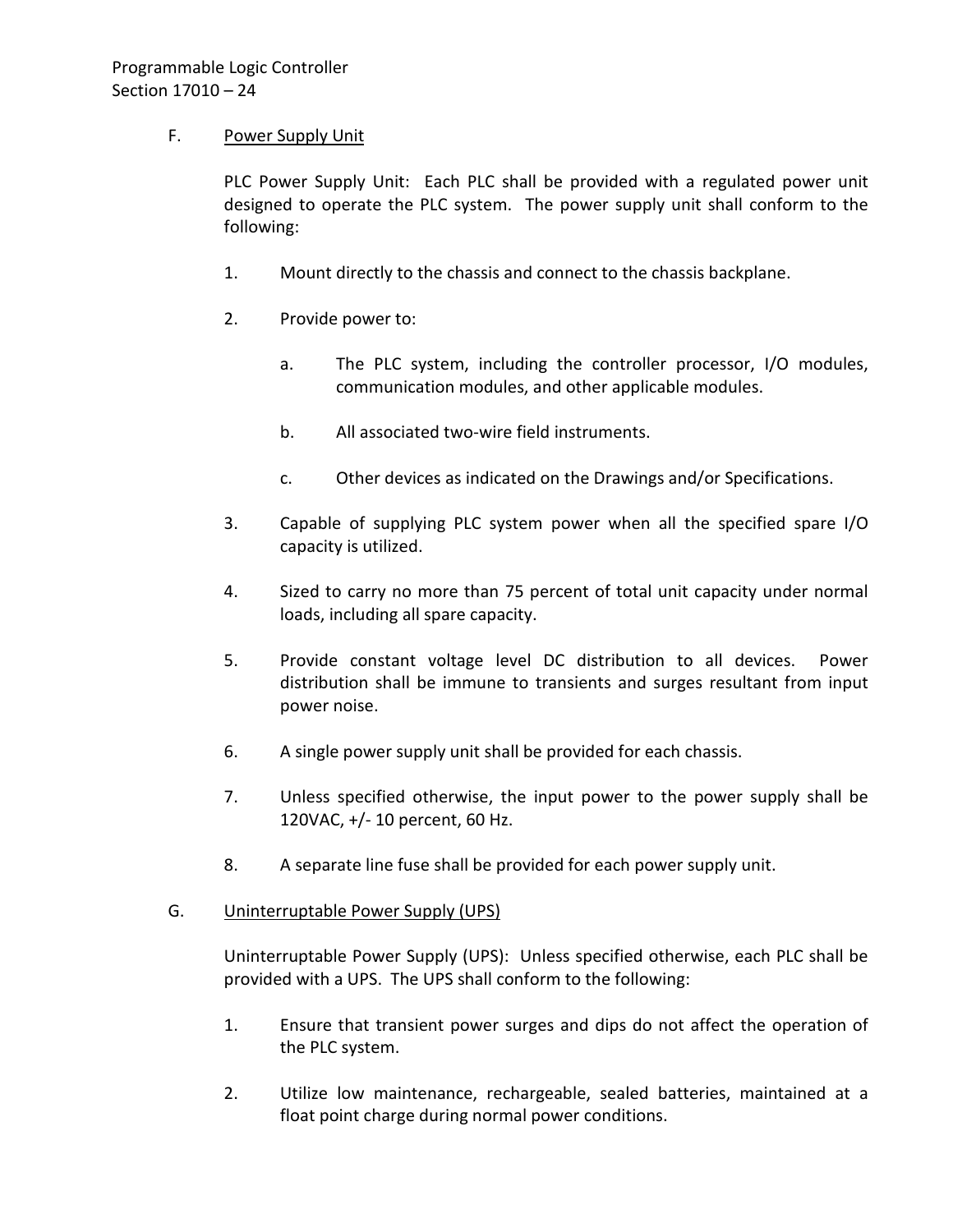F. Power Supply Unit

PLC Power Supply Unit: Each PLC shall be provided with a regulated power unit designed to operate the PLC system. The power supply unit shall conform to the following:

1. Mount directly to the chassis and connect to the chassis backplane.

2. Provide power to:

   a. The PLC system, including the controller processor, I/O modules, communication modules, and other applicable modules.

   b. All associated two-wire field instruments.

   c. Other devices as indicated on the Drawings and/or Specifications.

3. Capable of supplying PLC system power when all the specified spare I/O capacity is utilized.

4. Sized to carry no more than 75 percent of total unit capacity under normal loads, including all spare capacity.

5. Provide constant voltage level DC distribution to all devices. Power distribution shall be immune to transients and surges resultant from input power noise.

6. A single power supply unit shall be provided for each chassis.

7. Unless specified otherwise, the input power to the power supply shall be 120VAC, +/- 10 percent, 60 Hz.

8. A separate line fuse shall be provided for each power supply unit.

G. Uninterruptable Power Supply (UPS)

Uninterruptable Power Supply (UPS): Unless specified otherwise, each PLC shall be provided with a UPS. The UPS shall conform to the following:

1. Ensure that transient power surges and dips do not affect the operation of the PLC system.

2. Utilize low maintenance, rechargeable, sealed batteries, maintained at a float point charge during normal power conditions.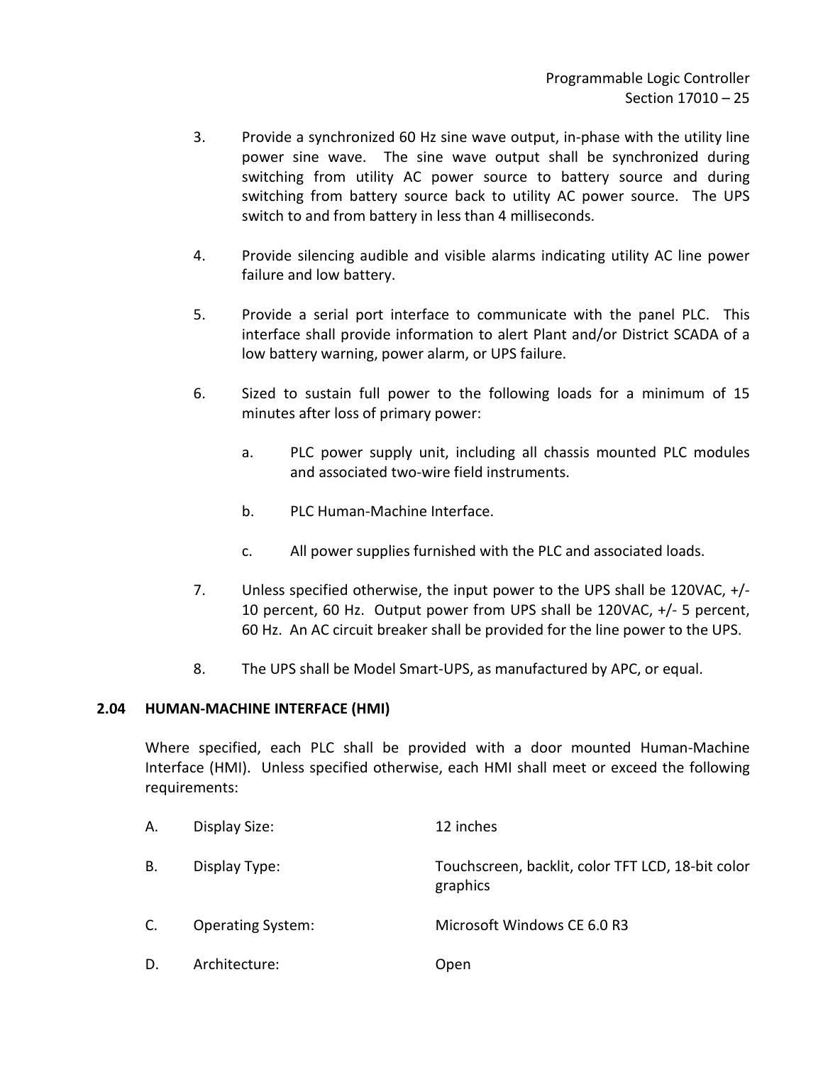3. Provide a synchronized 60 Hz sine wave output, in-phase with the utility line power sine wave. The sine wave output shall be synchronized during switching from utility AC power source to battery source and during switching from battery source back to utility AC power source. The UPS switch to and from battery in less than 4 milliseconds.

4. Provide silencing audible and visible alarms indicating utility AC line power failure and low battery.

5. Provide a serial port interface to communicate with the panel PLC. This interface shall provide information to alert Plant and/or District SCADA of a low battery warning, power alarm, or UPS failure.

6. Sized to sustain full power to the following loads for a minimum of 15 minutes after loss of primary power:

   a. PLC power supply unit, including all chassis mounted PLC modules and associated two-wire field instruments.

   b. PLC Human-Machine Interface.

   c. All power supplies furnished with the PLC and associated loads.

7. Unless specified otherwise, the input power to the UPS shall be 120VAC, +/- 10 percent, 60 Hz. Output power from UPS shall be 120VAC, +/- 5 percent, 60 Hz. An AC circuit breaker shall be provided for the line power to the UPS.

8. The UPS shall be Model Smart-UPS, as manufactured by APC, or equal.

### 2.04 HUMAN-MACHINE INTERFACE (HMI)

Where specified, each PLC shall be provided with a door mounted Human-Machine Interface (HMI). Unless specified otherwise, each HMI shall meet or exceed the following requirements:

A. Display Size: 12 inches

B. Display Type: Touchscreen, backlit, color TFT LCD, 18-bit color graphics

C. Operating System: Microsoft Windows CE 6.0 R3

D. Architecture: Open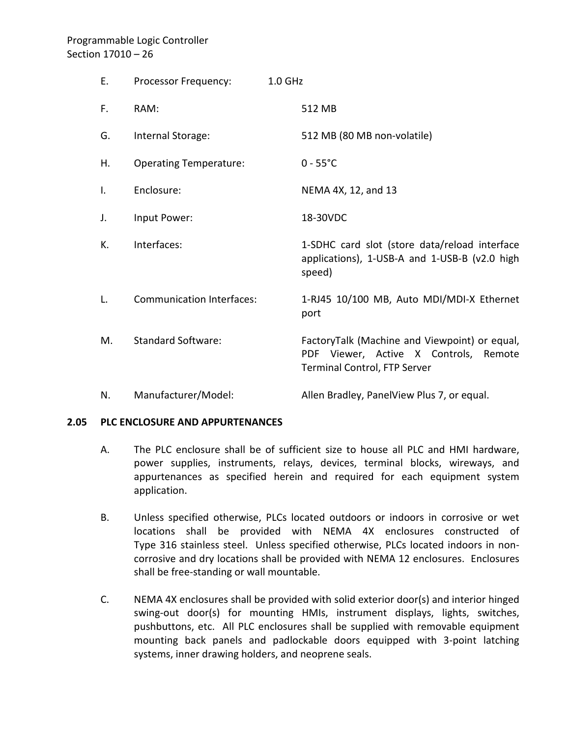E. Processor Frequency: 1.0 GHz

F. RAM: 512 MB

G. Internal Storage: 512 MB (80 MB non-volatile)

H. Operating Temperature: 0 - 55°C

I. Enclosure: NEMA 4X, 12, and 13

J. Input Power: 18-30VDC

K. Interfaces: 1-SDHC card slot (store data/reload interface applications), 1-USB-A and 1-USB-B (v2.0 high speed)

L. Communication Interfaces: 1-RJ45 10/100 MB, Auto MDI/MDI-X Ethernet port

M. Standard Software: FactoryTalk (Machine and Viewpoint) or equal, PDF Viewer, Active X Controls, Remote Terminal Control, FTP Server

N. Manufacturer/Model: Allen Bradley, PanelView Plus 7, or equal.

**2.05 PLC ENCLOSURE AND APPURTENANCES**

A. The PLC enclosure shall be of sufficient size to house all PLC and HMI hardware, power supplies, instruments, relays, devices, terminal blocks, wireways, and appurtenances as specified herein and required for each equipment system application.

B. Unless specified otherwise, PLCs located outdoors or indoors in corrosive or wet locations shall be provided with NEMA 4X enclosures constructed of Type 316 stainless steel. Unless specified otherwise, PLCs located indoors in non-corrosive and dry locations shall be provided with NEMA 12 enclosures. Enclosures shall be free-standing or wall mountable.

C. NEMA 4X enclosures shall be provided with solid exterior door(s) and interior hinged swing-out door(s) for mounting HMIs, instrument displays, lights, switches, pushbuttons, etc. All PLC enclosures shall be supplied with removable equipment mounting back panels and padlockable doors equipped with 3-point latching systems, inner drawing holders, and neoprene seals.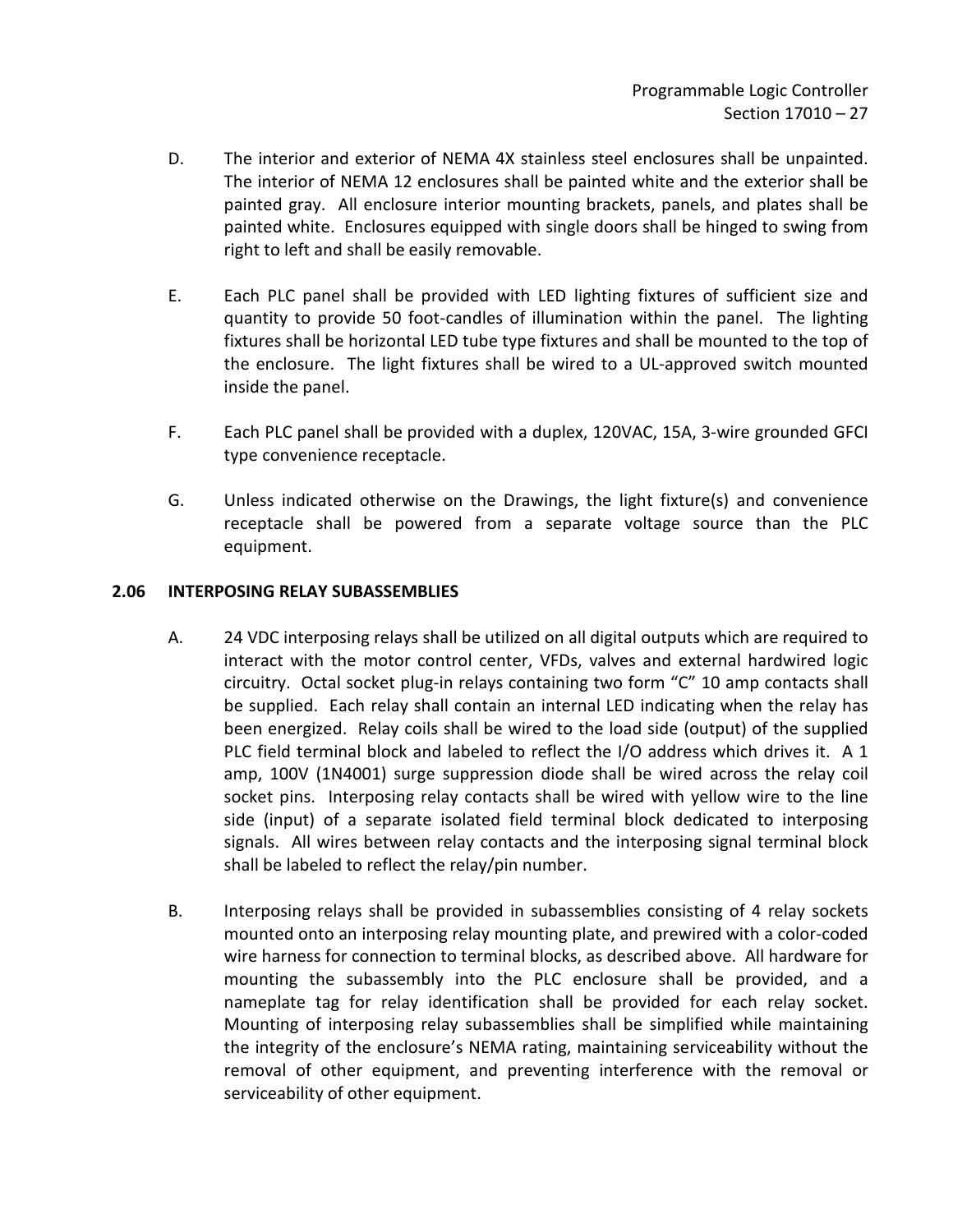D. The interior and exterior of NEMA 4X stainless steel enclosures shall be unpainted. The interior of NEMA 12 enclosures shall be painted white and the exterior shall be painted gray. All enclosure interior mounting brackets, panels, and plates shall be painted white. Enclosures equipped with single doors shall be hinged to swing from right to left and shall be easily removable.

E. Each PLC panel shall be provided with LED lighting fixtures of sufficient size and quantity to provide 50 foot-candles of illumination within the panel. The lighting fixtures shall be horizontal LED tube type fixtures and shall be mounted to the top of the enclosure. The light fixtures shall be wired to a UL-approved switch mounted inside the panel.

F. Each PLC panel shall be provided with a duplex, 120VAC, 15A, 3-wire grounded GFCI type convenience receptacle.

G. Unless indicated otherwise on the Drawings, the light fixture(s) and convenience receptacle shall be powered from a separate voltage source than the PLC equipment.

### 2.06 INTERPOSING RELAY SUBASSEMBLIES

A. 24 VDC interposing relays shall be utilized on all digital outputs which are required to interact with the motor control center, VFDs, valves and external hardwired logic circuitry. Octal socket plug-in relays containing two form "C" 10 amp contacts shall be supplied. Each relay shall contain an internal LED indicating when the relay has been energized. Relay coils shall be wired to the load side (output) of the supplied PLC field terminal block and labeled to reflect the I/O address which drives it. A 1 amp, 100V (1N4001) surge suppression diode shall be wired across the relay coil socket pins. Interposing relay contacts shall be wired with yellow wire to the line side (input) of a separate isolated field terminal block dedicated to interposing signals. All wires between relay contacts and the interposing signal terminal block shall be labeled to reflect the relay/pin number.

B. Interposing relays shall be provided in subassemblies consisting of 4 relay sockets mounted onto an interposing relay mounting plate, and prewired with a color-coded wire harness for connection to terminal blocks, as described above. All hardware for mounting the subassembly into the PLC enclosure shall be provided, and a nameplate tag for relay identification shall be provided for each relay socket. Mounting of interposing relay subassemblies shall be simplified while maintaining the integrity of the enclosure's NEMA rating, maintaining serviceability without the removal of other equipment, and preventing interference with the removal or serviceability of other equipment.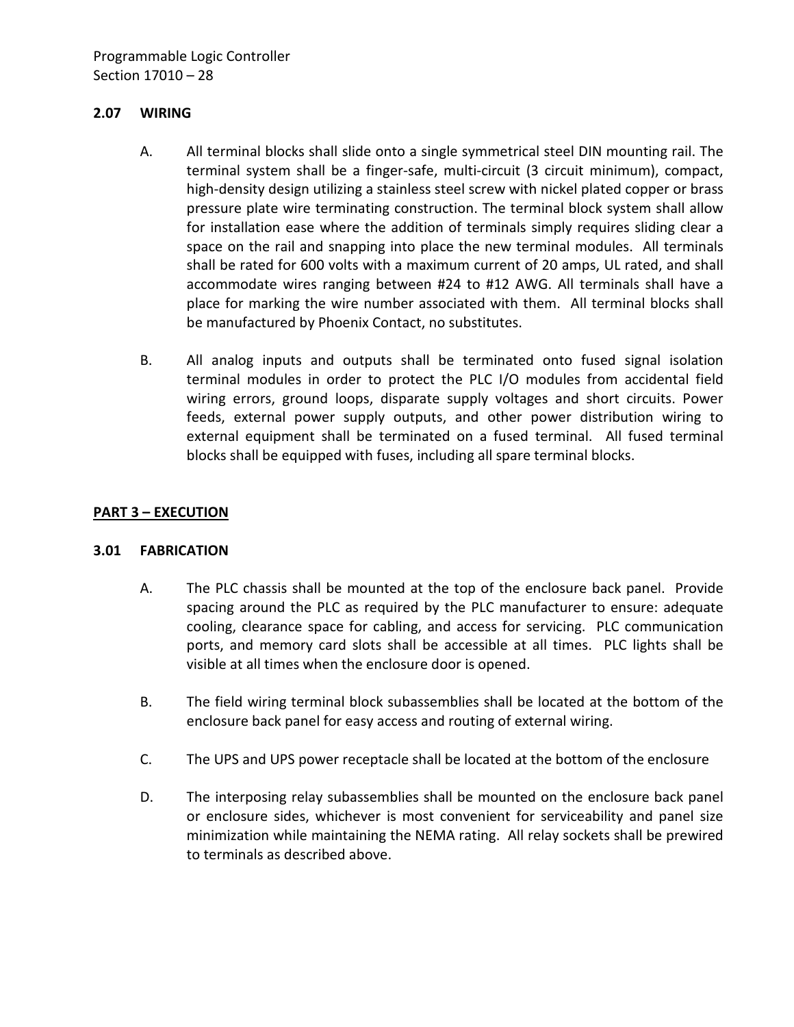### 2.07 WIRING

A. All terminal blocks shall slide onto a single symmetrical steel DIN mounting rail. The terminal system shall be a finger-safe, multi-circuit (3 circuit minimum), compact, high-density design utilizing a stainless steel screw with nickel plated copper or brass pressure plate wire terminating construction. The terminal block system shall allow for installation ease where the addition of terminals simply requires sliding clear a space on the rail and snapping into place the new terminal modules. All terminals shall be rated for 600 volts with a maximum current of 20 amps, UL rated, and shall accommodate wires ranging between #24 to #12 AWG. All terminals shall have a place for marking the wire number associated with them. All terminal blocks shall be manufactured by Phoenix Contact, no substitutes.

B. All analog inputs and outputs shall be terminated onto fused signal isolation terminal modules in order to protect the PLC I/O modules from accidental field wiring errors, ground loops, disparate supply voltages and short circuits. Power feeds, external power supply outputs, and other power distribution wiring to external equipment shall be terminated on a fused terminal. All fused terminal blocks shall be equipped with fuses, including all spare terminal blocks.

## PART 3 – EXECUTION

### 3.01 FABRICATION

A. The PLC chassis shall be mounted at the top of the enclosure back panel. Provide spacing around the PLC as required by the PLC manufacturer to ensure: adequate cooling, clearance space for cabling, and access for servicing. PLC communication ports, and memory card slots shall be accessible at all times. PLC lights shall be visible at all times when the enclosure door is opened.

B. The field wiring terminal block subassemblies shall be located at the bottom of the enclosure back panel for easy access and routing of external wiring.

C. The UPS and UPS power receptacle shall be located at the bottom of the enclosure

D. The interposing relay subassemblies shall be mounted on the enclosure back panel or enclosure sides, whichever is most convenient for serviceability and panel size minimization while maintaining the NEMA rating. All relay sockets shall be prewired to terminals as described above.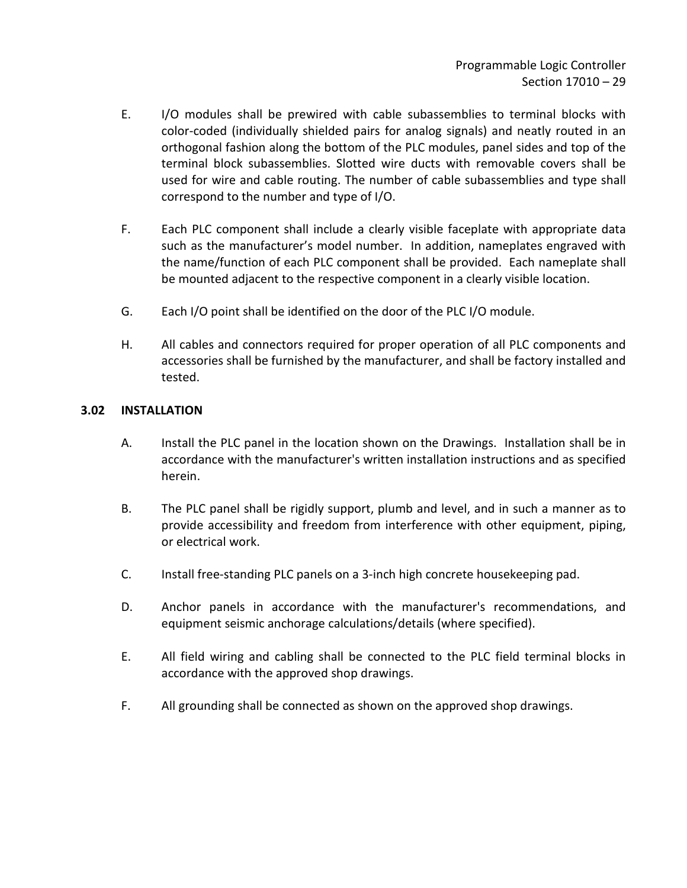E. I/O modules shall be prewired with cable subassemblies to terminal blocks with color-coded (individually shielded pairs for analog signals) and neatly routed in an orthogonal fashion along the bottom of the PLC modules, panel sides and top of the terminal block subassemblies. Slotted wire ducts with removable covers shall be used for wire and cable routing. The number of cable subassemblies and type shall correspond to the number and type of I/O.

F. Each PLC component shall include a clearly visible faceplate with appropriate data such as the manufacturer's model number. In addition, nameplates engraved with the name/function of each PLC component shall be provided. Each nameplate shall be mounted adjacent to the respective component in a clearly visible location.

G. Each I/O point shall be identified on the door of the PLC I/O module.

H. All cables and connectors required for proper operation of all PLC components and accessories shall be furnished by the manufacturer, and shall be factory installed and tested.

### 3.02 INSTALLATION

A. Install the PLC panel in the location shown on the Drawings. Installation shall be in accordance with the manufacturer's written installation instructions and as specified herein.

B. The PLC panel shall be rigidly support, plumb and level, and in such a manner as to provide accessibility and freedom from interference with other equipment, piping, or electrical work.

C. Install free-standing PLC panels on a 3-inch high concrete housekeeping pad.

D. Anchor panels in accordance with the manufacturer's recommendations, and equipment seismic anchorage calculations/details (where specified).

E. All field wiring and cabling shall be connected to the PLC field terminal blocks in accordance with the approved shop drawings.

F. All grounding shall be connected as shown on the approved shop drawings.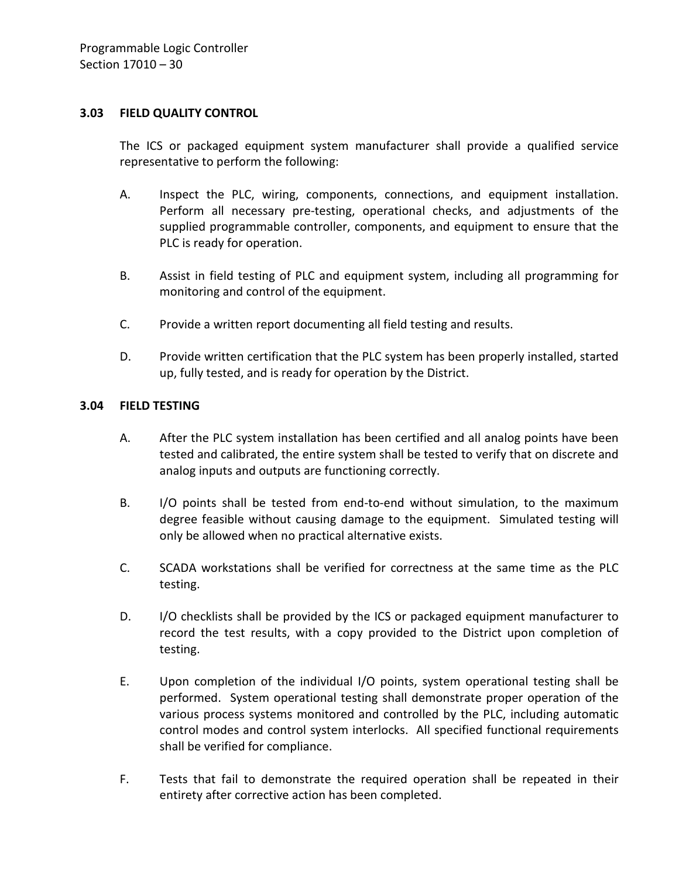### 3.03 FIELD QUALITY CONTROL

The ICS or packaged equipment system manufacturer shall provide a qualified service representative to perform the following:

A. Inspect the PLC, wiring, components, connections, and equipment installation. Perform all necessary pre-testing, operational checks, and adjustments of the supplied programmable controller, components, and equipment to ensure that the PLC is ready for operation.

B. Assist in field testing of PLC and equipment system, including all programming for monitoring and control of the equipment.

C. Provide a written report documenting all field testing and results.

D. Provide written certification that the PLC system has been properly installed, started up, fully tested, and is ready for operation by the District.

### 3.04 FIELD TESTING

A. After the PLC system installation has been certified and all analog points have been tested and calibrated, the entire system shall be tested to verify that on discrete and analog inputs and outputs are functioning correctly.

B. I/O points shall be tested from end-to-end without simulation, to the maximum degree feasible without causing damage to the equipment. Simulated testing will only be allowed when no practical alternative exists.

C. SCADA workstations shall be verified for correctness at the same time as the PLC testing.

D. I/O checklists shall be provided by the ICS or packaged equipment manufacturer to record the test results, with a copy provided to the District upon completion of testing.

E. Upon completion of the individual I/O points, system operational testing shall be performed. System operational testing shall demonstrate proper operation of the various process systems monitored and controlled by the PLC, including automatic control modes and control system interlocks. All specified functional requirements shall be verified for compliance.

F. Tests that fail to demonstrate the required operation shall be repeated in their entirety after corrective action has been completed.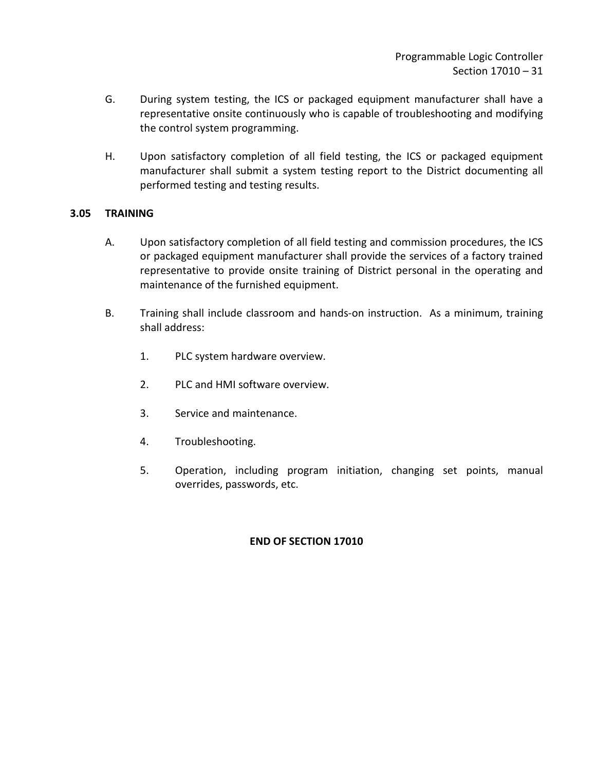G. During system testing, the ICS or packaged equipment manufacturer shall have a representative onsite continuously who is capable of troubleshooting and modifying the control system programming.

H. Upon satisfactory completion of all field testing, the ICS or packaged equipment manufacturer shall submit a system testing report to the District documenting all performed testing and testing results.

### 3.05 TRAINING

A. Upon satisfactory completion of all field testing and commission procedures, the ICS or packaged equipment manufacturer shall provide the services of a factory trained representative to provide onsite training of District personal in the operating and maintenance of the furnished equipment.

B. Training shall include classroom and hands-on instruction. As a minimum, training shall address:

1. PLC system hardware overview.
2. PLC and HMI software overview.
3. Service and maintenance.
4. Troubleshooting.
5. Operation, including program initiation, changing set points, manual overrides, passwords, etc.

**END OF SECTION 17010**